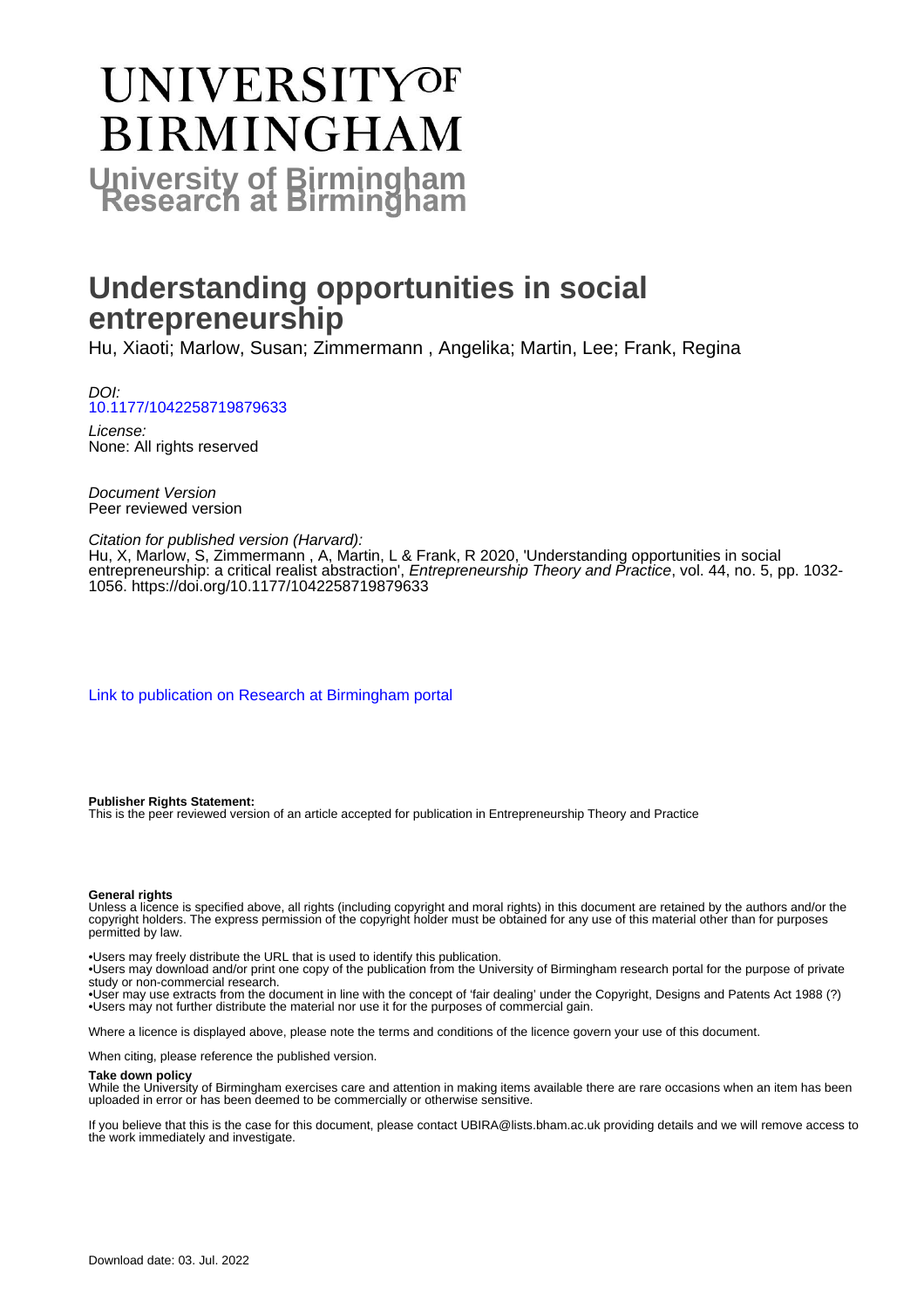# UNIVERSITY OF BIRMINGHAM

**University of Birmingham Research at Birmingham**

# Understanding opportunities in social entrepreneurship

Hu, Xiaoti; Marlow, Susan; Zimmermann , Angelika; Martin, Lee; Frank, Regina

*DOI:*
10.1177/1042258719879633

*License:*
None: All rights reserved

*Document Version*
Peer reviewed version

*Citation for published version (Harvard):*
Hu, X, Marlow, S, Zimmermann , A, Martin, L & Frank, R 2020, 'Understanding opportunities in social entrepreneurship: a critical realist abstraction', *Entrepreneurship Theory and Practice*, vol. 44, no. 5, pp. 1032-1056. https://doi.org/10.1177/1042258719879633

Link to publication on Research at Birmingham portal

**Publisher Rights Statement:**
This is the peer reviewed version of an article accepted for publication in Entrepreneurship Theory and Practice

**General rights**
Unless a licence is specified above, all rights (including copyright and moral rights) in this document are retained by the authors and/or the copyright holders. The express permission of the copyright holder must be obtained for any use of this material other than for purposes permitted by law.

•Users may freely distribute the URL that is used to identify this publication.
•Users may download and/or print one copy of the publication from the University of Birmingham research portal for the purpose of private study or non-commercial research.
•User may use extracts from the document in line with the concept of 'fair dealing' under the Copyright, Designs and Patents Act 1988 (?)
•Users may not further distribute the material nor use it for the purposes of commercial gain.

Where a licence is displayed above, please note the terms and conditions of the licence govern your use of this document.

When citing, please reference the published version.

**Take down policy**
While the University of Birmingham exercises care and attention in making items available there are rare occasions when an item has been uploaded in error or has been deemed to be commercially or otherwise sensitive.

If you believe that this is the case for this document, please contact UBIRA@lists.bham.ac.uk providing details and we will remove access to the work immediately and investigate.

Download date: 03. Jul. 2022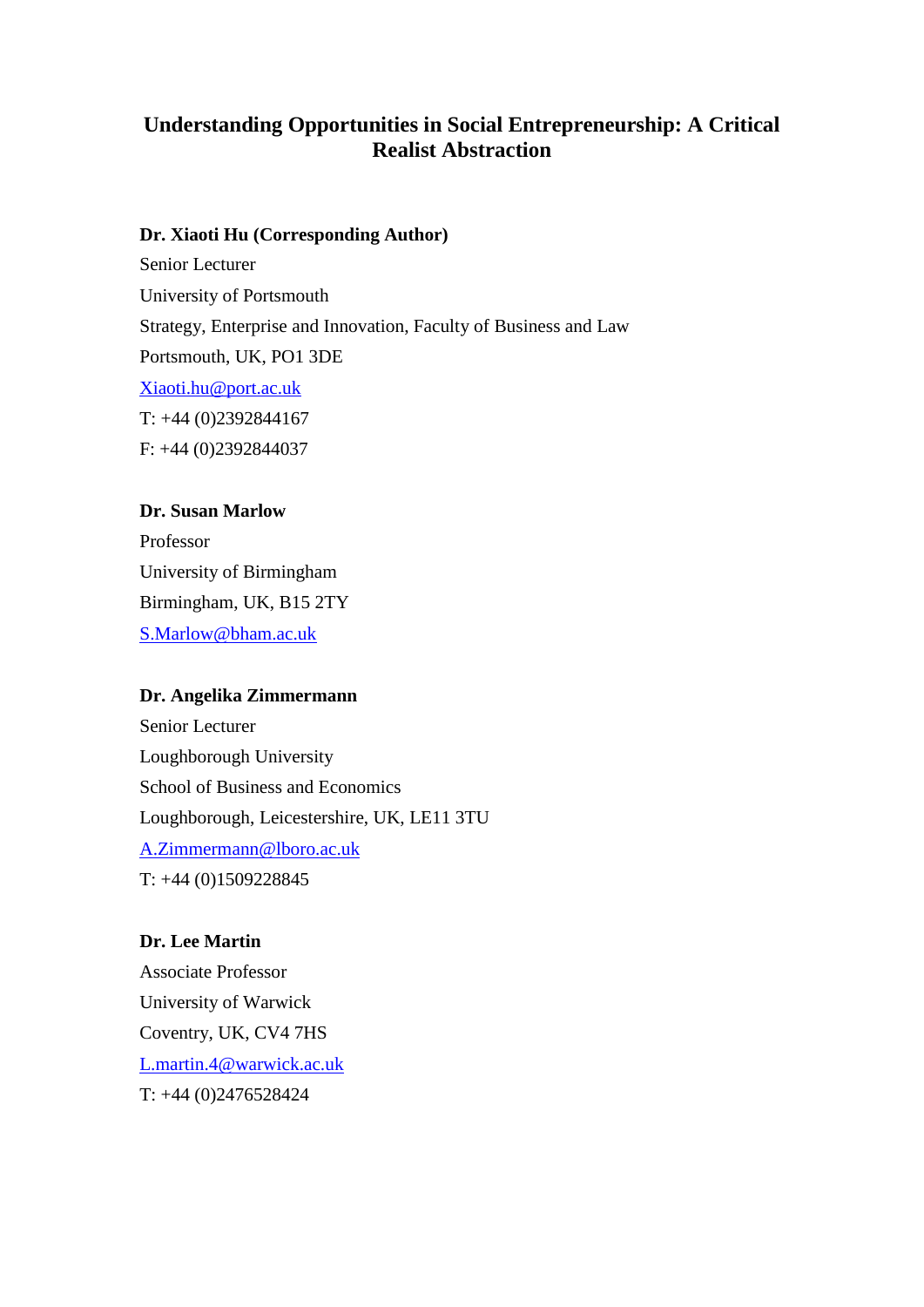# Understanding Opportunities in Social Entrepreneurship: A Critical Realist Abstraction

**Dr. Xiaoti Hu (Corresponding Author)**

Senior Lecturer

University of Portsmouth

Strategy, Enterprise and Innovation, Faculty of Business and Law

Portsmouth, UK, PO1 3DE

Xiaoti.hu@port.ac.uk

T: +44 (0)2392844167

F: +44 (0)2392844037

**Dr. Susan Marlow**

Professor

University of Birmingham

Birmingham, UK, B15 2TY

S.Marlow@bham.ac.uk

**Dr. Angelika Zimmermann**

Senior Lecturer

Loughborough University

School of Business and Economics

Loughborough, Leicestershire, UK, LE11 3TU

A.Zimmermann@lboro.ac.uk

T: +44 (0)1509228845

**Dr. Lee Martin**

Associate Professor

University of Warwick

Coventry, UK, CV4 7HS

L.martin.4@warwick.ac.uk

T: +44 (0)2476528424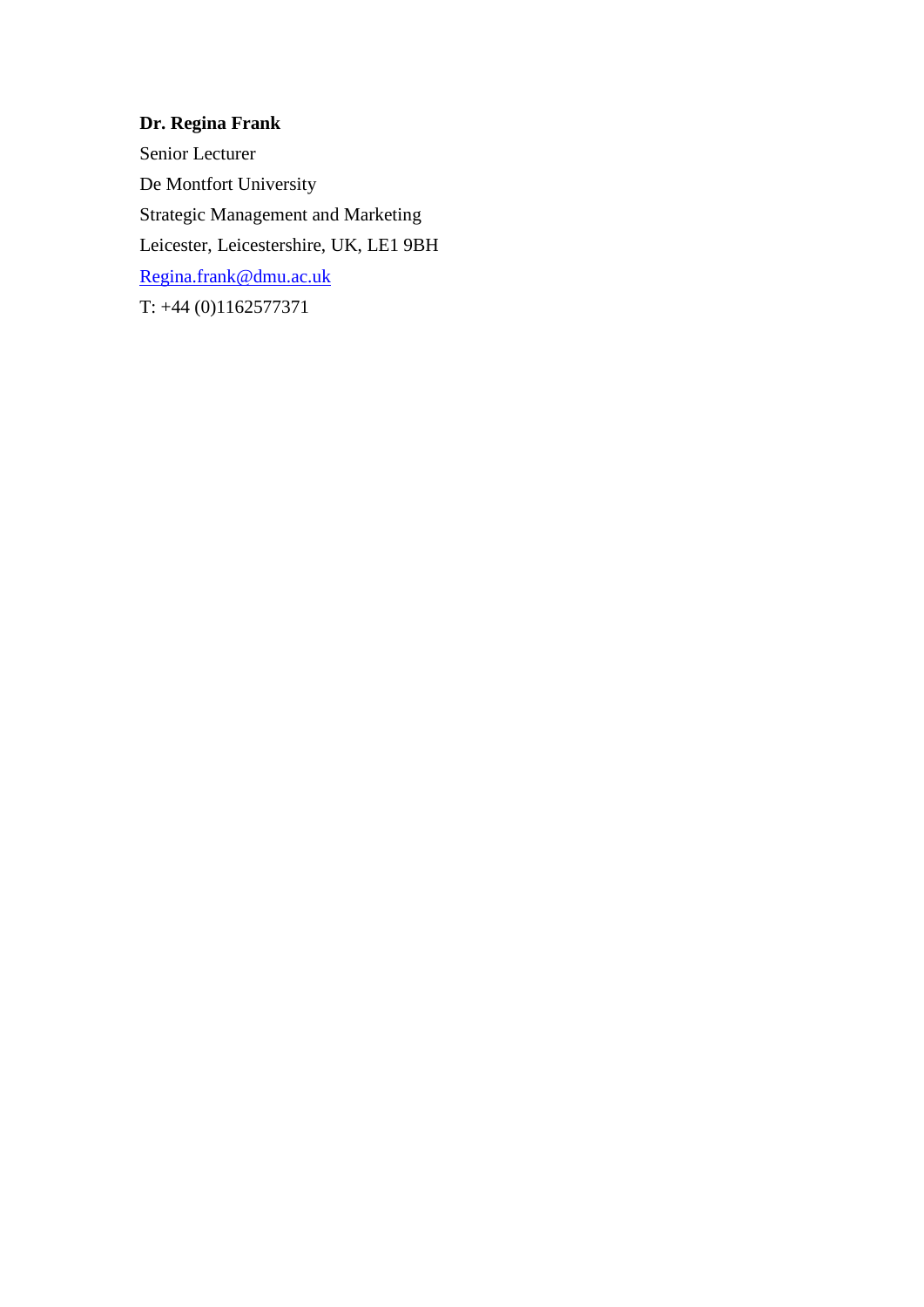**Dr. Regina Frank**

Senior Lecturer

De Montfort University

Strategic Management and Marketing

Leicester, Leicestershire, UK, LE1 9BH

Regina.frank@dmu.ac.uk

T: +44 (0)1162577371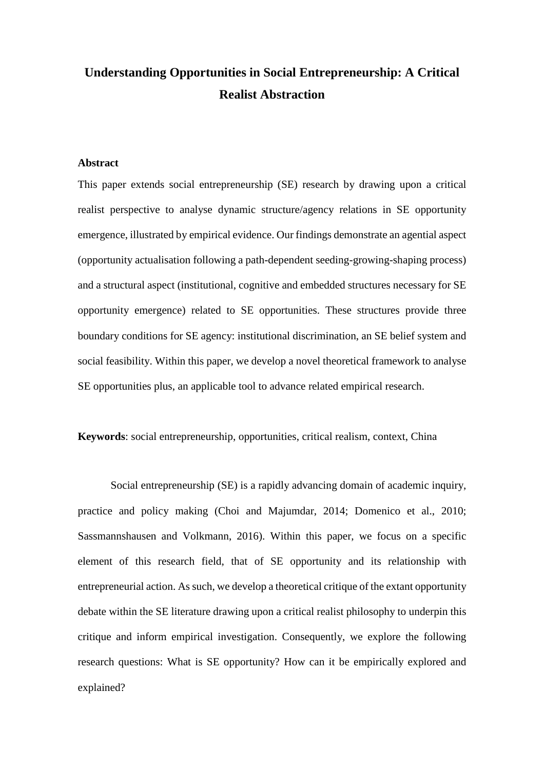# Understanding Opportunities in Social Entrepreneurship: A Critical Realist Abstraction

**Abstract**

This paper extends social entrepreneurship (SE) research by drawing upon a critical realist perspective to analyse dynamic structure/agency relations in SE opportunity emergence, illustrated by empirical evidence. Our findings demonstrate an agential aspect (opportunity actualisation following a path-dependent seeding-growing-shaping process) and a structural aspect (institutional, cognitive and embedded structures necessary for SE opportunity emergence) related to SE opportunities. These structures provide three boundary conditions for SE agency: institutional discrimination, an SE belief system and social feasibility. Within this paper, we develop a novel theoretical framework to analyse SE opportunities plus, an applicable tool to advance related empirical research.

**Keywords**: social entrepreneurship, opportunities, critical realism, context, China

Social entrepreneurship (SE) is a rapidly advancing domain of academic inquiry, practice and policy making (Choi and Majumdar, 2014; Domenico et al., 2010; Sassmannshausen and Volkmann, 2016). Within this paper, we focus on a specific element of this research field, that of SE opportunity and its relationship with entrepreneurial action. As such, we develop a theoretical critique of the extant opportunity debate within the SE literature drawing upon a critical realist philosophy to underpin this critique and inform empirical investigation. Consequently, we explore the following research questions: What is SE opportunity? How can it be empirically explored and explained?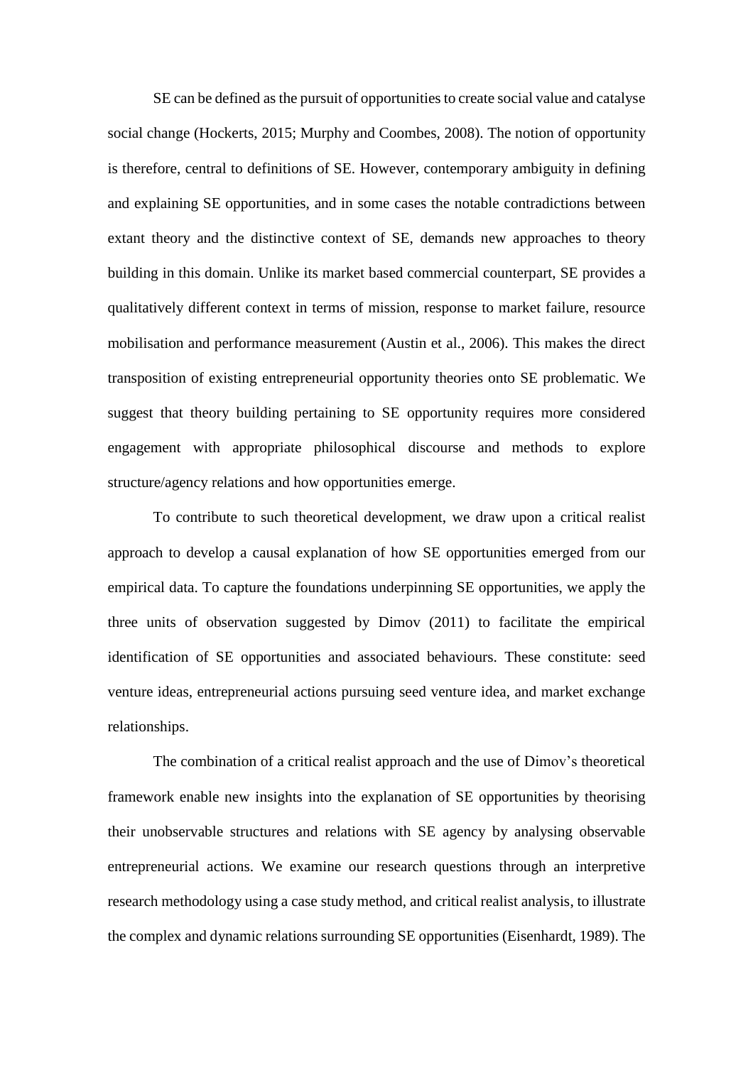SE can be defined as the pursuit of opportunities to create social value and catalyse social change (Hockerts, 2015; Murphy and Coombes, 2008). The notion of opportunity is therefore, central to definitions of SE. However, contemporary ambiguity in defining and explaining SE opportunities, and in some cases the notable contradictions between extant theory and the distinctive context of SE, demands new approaches to theory building in this domain. Unlike its market based commercial counterpart, SE provides a qualitatively different context in terms of mission, response to market failure, resource mobilisation and performance measurement (Austin et al., 2006). This makes the direct transposition of existing entrepreneurial opportunity theories onto SE problematic. We suggest that theory building pertaining to SE opportunity requires more considered engagement with appropriate philosophical discourse and methods to explore structure/agency relations and how opportunities emerge.

To contribute to such theoretical development, we draw upon a critical realist approach to develop a causal explanation of how SE opportunities emerged from our empirical data. To capture the foundations underpinning SE opportunities, we apply the three units of observation suggested by Dimov (2011) to facilitate the empirical identification of SE opportunities and associated behaviours. These constitute: seed venture ideas, entrepreneurial actions pursuing seed venture idea, and market exchange relationships.

The combination of a critical realist approach and the use of Dimov's theoretical framework enable new insights into the explanation of SE opportunities by theorising their unobservable structures and relations with SE agency by analysing observable entrepreneurial actions. We examine our research questions through an interpretive research methodology using a case study method, and critical realist analysis, to illustrate the complex and dynamic relations surrounding SE opportunities (Eisenhardt, 1989). The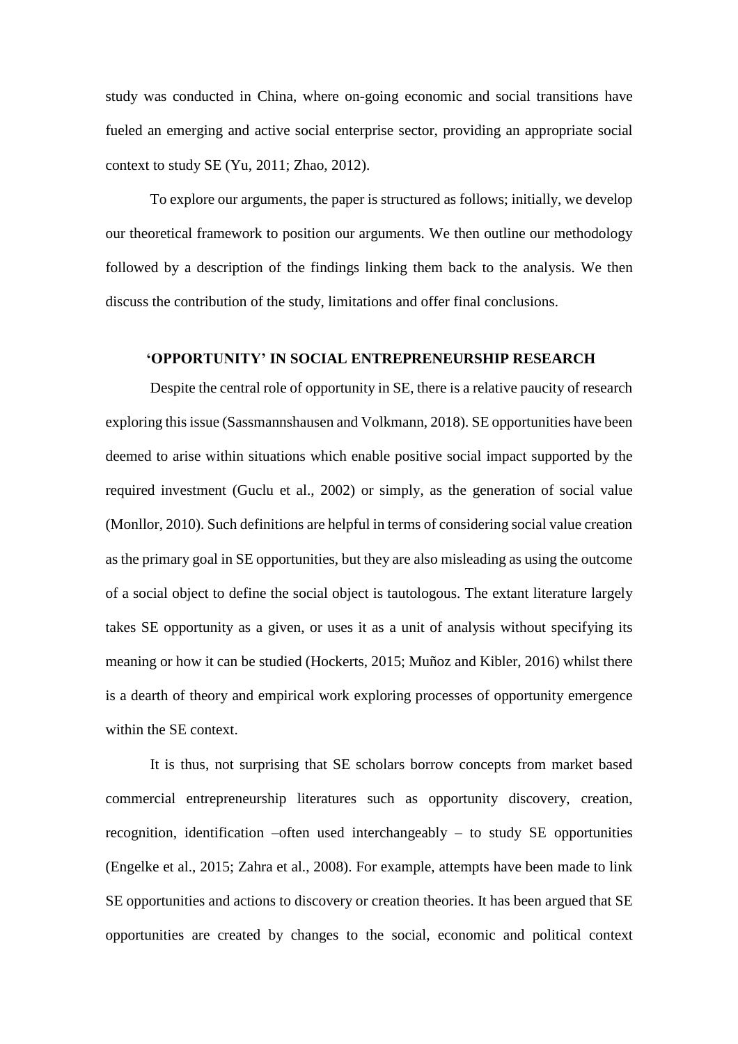study was conducted in China, where on-going economic and social transitions have fueled an emerging and active social enterprise sector, providing an appropriate social context to study SE (Yu, 2011; Zhao, 2012).

To explore our arguments, the paper is structured as follows; initially, we develop our theoretical framework to position our arguments. We then outline our methodology followed by a description of the findings linking them back to the analysis. We then discuss the contribution of the study, limitations and offer final conclusions.

## 'OPPORTUNITY' IN SOCIAL ENTREPRENEURSHIP RESEARCH

Despite the central role of opportunity in SE, there is a relative paucity of research exploring this issue (Sassmannshausen and Volkmann, 2018). SE opportunities have been deemed to arise within situations which enable positive social impact supported by the required investment (Guclu et al., 2002) or simply, as the generation of social value (Monllor, 2010). Such definitions are helpful in terms of considering social value creation as the primary goal in SE opportunities, but they are also misleading as using the outcome of a social object to define the social object is tautologous. The extant literature largely takes SE opportunity as a given, or uses it as a unit of analysis without specifying its meaning or how it can be studied (Hockerts, 2015; Muñoz and Kibler, 2016) whilst there is a dearth of theory and empirical work exploring processes of opportunity emergence within the SE context.

It is thus, not surprising that SE scholars borrow concepts from market based commercial entrepreneurship literatures such as opportunity discovery, creation, recognition, identification –often used interchangeably – to study SE opportunities (Engelke et al., 2015; Zahra et al., 2008). For example, attempts have been made to link SE opportunities and actions to discovery or creation theories. It has been argued that SE opportunities are created by changes to the social, economic and political context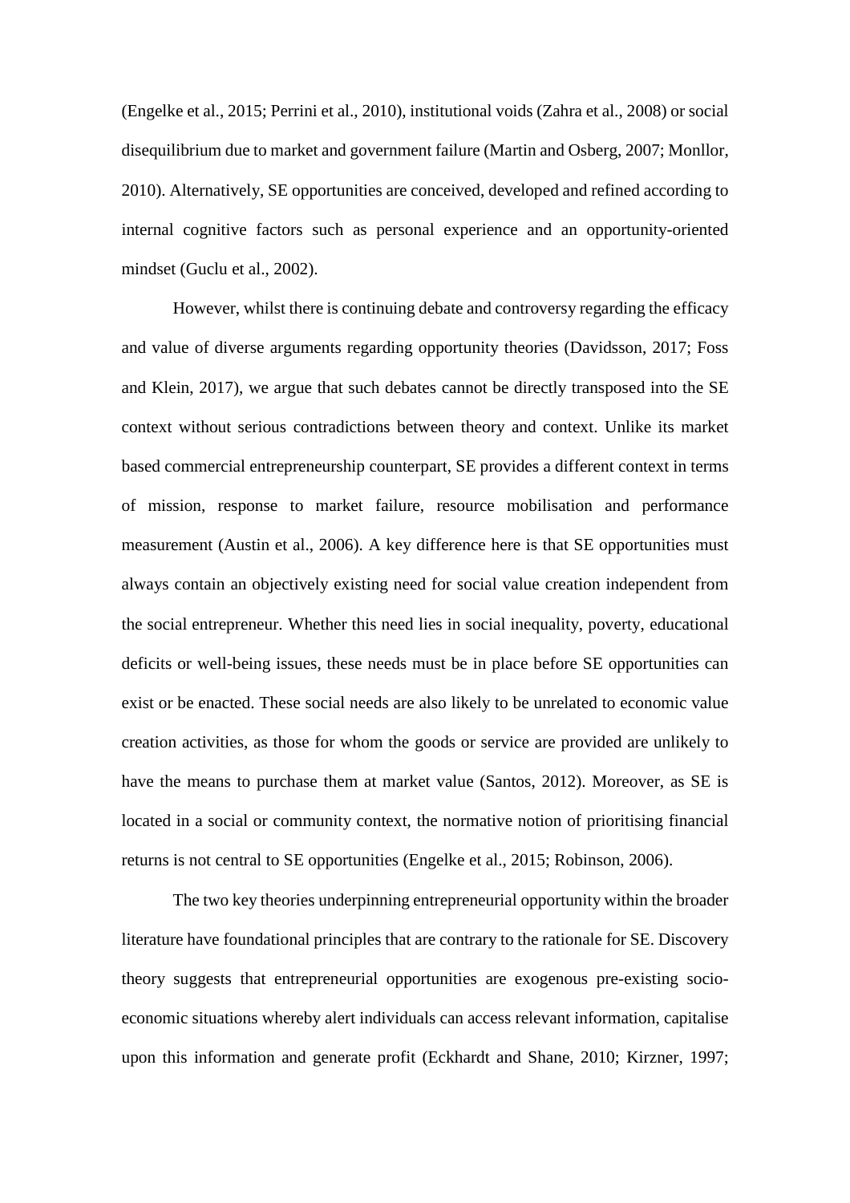(Engelke et al., 2015; Perrini et al., 2010), institutional voids (Zahra et al., 2008) or social disequilibrium due to market and government failure (Martin and Osberg, 2007; Monllor, 2010). Alternatively, SE opportunities are conceived, developed and refined according to internal cognitive factors such as personal experience and an opportunity-oriented mindset (Guclu et al., 2002).

However, whilst there is continuing debate and controversy regarding the efficacy and value of diverse arguments regarding opportunity theories (Davidsson, 2017; Foss and Klein, 2017), we argue that such debates cannot be directly transposed into the SE context without serious contradictions between theory and context. Unlike its market based commercial entrepreneurship counterpart, SE provides a different context in terms of mission, response to market failure, resource mobilisation and performance measurement (Austin et al., 2006). A key difference here is that SE opportunities must always contain an objectively existing need for social value creation independent from the social entrepreneur. Whether this need lies in social inequality, poverty, educational deficits or well-being issues, these needs must be in place before SE opportunities can exist or be enacted. These social needs are also likely to be unrelated to economic value creation activities, as those for whom the goods or service are provided are unlikely to have the means to purchase them at market value (Santos, 2012). Moreover, as SE is located in a social or community context, the normative notion of prioritising financial returns is not central to SE opportunities (Engelke et al., 2015; Robinson, 2006).

The two key theories underpinning entrepreneurial opportunity within the broader literature have foundational principles that are contrary to the rationale for SE. Discovery theory suggests that entrepreneurial opportunities are exogenous pre-existing socio-economic situations whereby alert individuals can access relevant information, capitalise upon this information and generate profit (Eckhardt and Shane, 2010; Kirzner, 1997;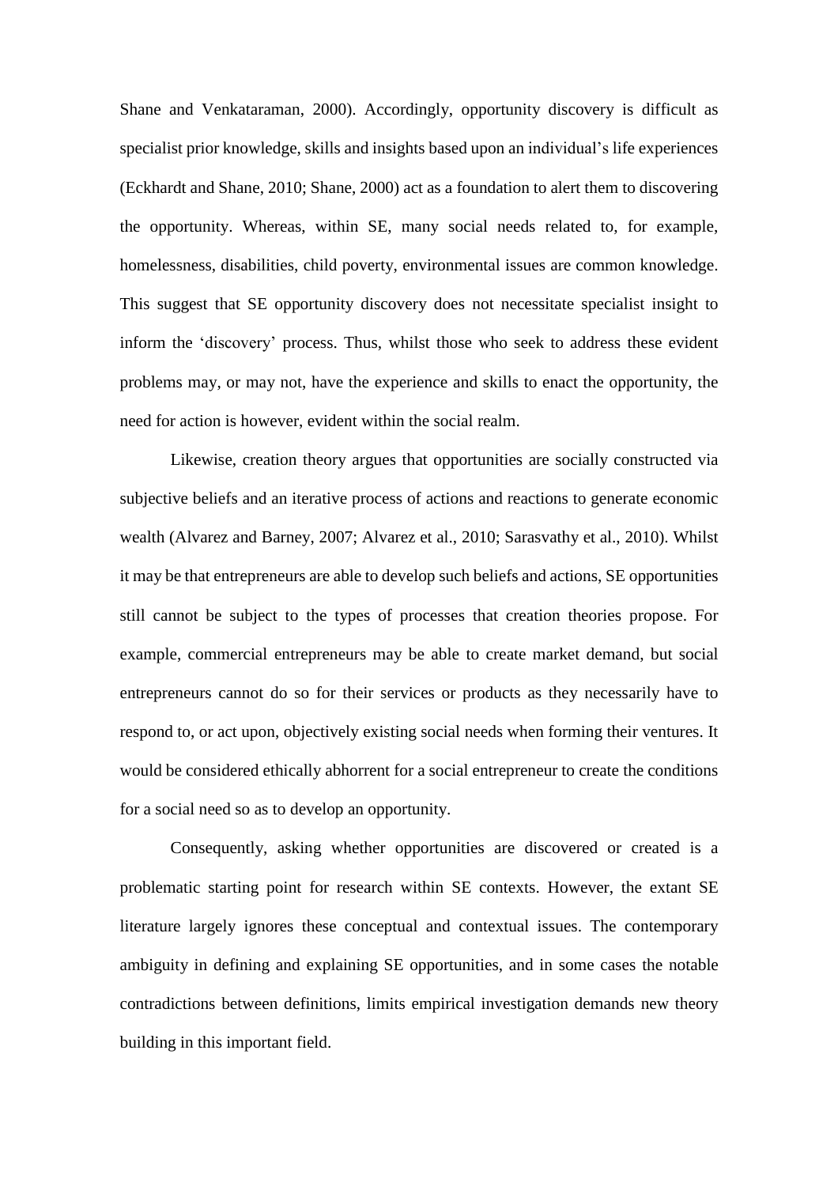Shane and Venkataraman, 2000). Accordingly, opportunity discovery is difficult as specialist prior knowledge, skills and insights based upon an individual's life experiences (Eckhardt and Shane, 2010; Shane, 2000) act as a foundation to alert them to discovering the opportunity. Whereas, within SE, many social needs related to, for example, homelessness, disabilities, child poverty, environmental issues are common knowledge. This suggest that SE opportunity discovery does not necessitate specialist insight to inform the 'discovery' process. Thus, whilst those who seek to address these evident problems may, or may not, have the experience and skills to enact the opportunity, the need for action is however, evident within the social realm.

Likewise, creation theory argues that opportunities are socially constructed via subjective beliefs and an iterative process of actions and reactions to generate economic wealth (Alvarez and Barney, 2007; Alvarez et al., 2010; Sarasvathy et al., 2010). Whilst it may be that entrepreneurs are able to develop such beliefs and actions, SE opportunities still cannot be subject to the types of processes that creation theories propose. For example, commercial entrepreneurs may be able to create market demand, but social entrepreneurs cannot do so for their services or products as they necessarily have to respond to, or act upon, objectively existing social needs when forming their ventures. It would be considered ethically abhorrent for a social entrepreneur to create the conditions for a social need so as to develop an opportunity.

Consequently, asking whether opportunities are discovered or created is a problematic starting point for research within SE contexts. However, the extant SE literature largely ignores these conceptual and contextual issues. The contemporary ambiguity in defining and explaining SE opportunities, and in some cases the notable contradictions between definitions, limits empirical investigation demands new theory building in this important field.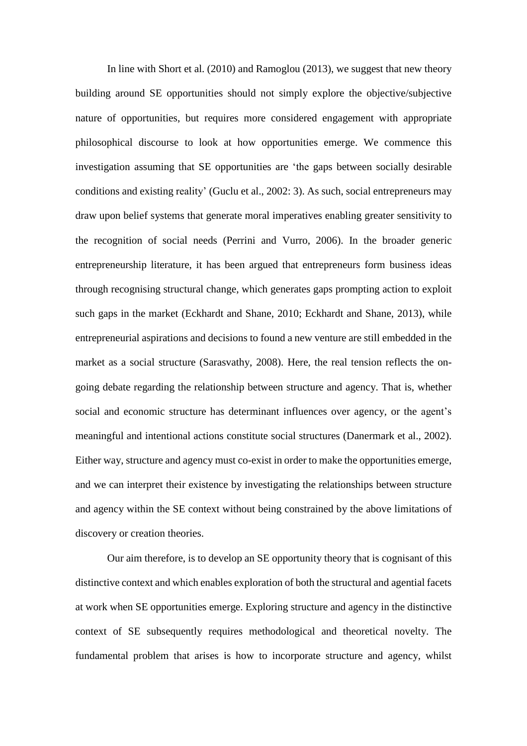In line with Short et al. (2010) and Ramoglou (2013), we suggest that new theory building around SE opportunities should not simply explore the objective/subjective nature of opportunities, but requires more considered engagement with appropriate philosophical discourse to look at how opportunities emerge. We commence this investigation assuming that SE opportunities are 'the gaps between socially desirable conditions and existing reality' (Guclu et al., 2002: 3). As such, social entrepreneurs may draw upon belief systems that generate moral imperatives enabling greater sensitivity to the recognition of social needs (Perrini and Vurro, 2006). In the broader generic entrepreneurship literature, it has been argued that entrepreneurs form business ideas through recognising structural change, which generates gaps prompting action to exploit such gaps in the market (Eckhardt and Shane, 2010; Eckhardt and Shane, 2013), while entrepreneurial aspirations and decisions to found a new venture are still embedded in the market as a social structure (Sarasvathy, 2008). Here, the real tension reflects the on-going debate regarding the relationship between structure and agency. That is, whether social and economic structure has determinant influences over agency, or the agent's meaningful and intentional actions constitute social structures (Danermark et al., 2002). Either way, structure and agency must co-exist in order to make the opportunities emerge, and we can interpret their existence by investigating the relationships between structure and agency within the SE context without being constrained by the above limitations of discovery or creation theories.

Our aim therefore, is to develop an SE opportunity theory that is cognisant of this distinctive context and which enables exploration of both the structural and agential facets at work when SE opportunities emerge. Exploring structure and agency in the distinctive context of SE subsequently requires methodological and theoretical novelty. The fundamental problem that arises is how to incorporate structure and agency, whilst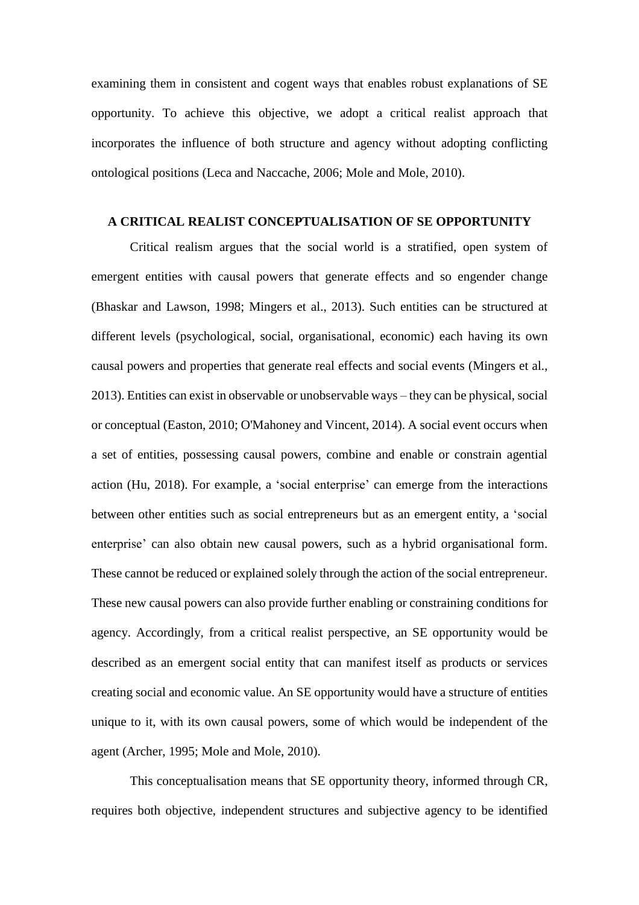examining them in consistent and cogent ways that enables robust explanations of SE opportunity. To achieve this objective, we adopt a critical realist approach that incorporates the influence of both structure and agency without adopting conflicting ontological positions (Leca and Naccache, 2006; Mole and Mole, 2010).

## A CRITICAL REALIST CONCEPTUALISATION OF SE OPPORTUNITY

Critical realism argues that the social world is a stratified, open system of emergent entities with causal powers that generate effects and so engender change (Bhaskar and Lawson, 1998; Mingers et al., 2013). Such entities can be structured at different levels (psychological, social, organisational, economic) each having its own causal powers and properties that generate real effects and social events (Mingers et al., 2013). Entities can exist in observable or unobservable ways – they can be physical, social or conceptual (Easton, 2010; O'Mahoney and Vincent, 2014). A social event occurs when a set of entities, possessing causal powers, combine and enable or constrain agential action (Hu, 2018). For example, a 'social enterprise' can emerge from the interactions between other entities such as social entrepreneurs but as an emergent entity, a 'social enterprise' can also obtain new causal powers, such as a hybrid organisational form. These cannot be reduced or explained solely through the action of the social entrepreneur. These new causal powers can also provide further enabling or constraining conditions for agency. Accordingly, from a critical realist perspective, an SE opportunity would be described as an emergent social entity that can manifest itself as products or services creating social and economic value. An SE opportunity would have a structure of entities unique to it, with its own causal powers, some of which would be independent of the agent (Archer, 1995; Mole and Mole, 2010).

This conceptualisation means that SE opportunity theory, informed through CR, requires both objective, independent structures and subjective agency to be identified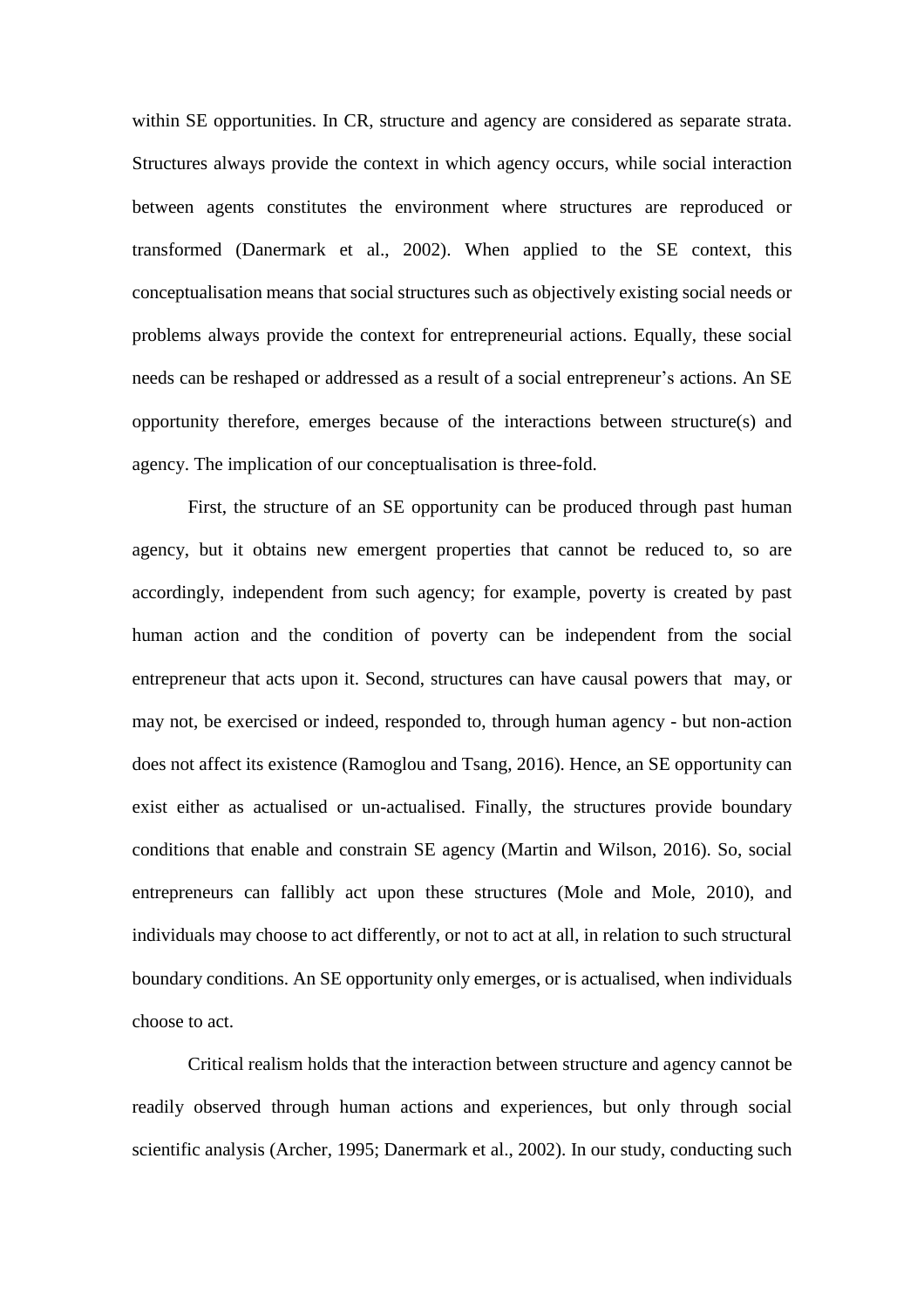within SE opportunities. In CR, structure and agency are considered as separate strata. Structures always provide the context in which agency occurs, while social interaction between agents constitutes the environment where structures are reproduced or transformed (Danermark et al., 2002). When applied to the SE context, this conceptualisation means that social structures such as objectively existing social needs or problems always provide the context for entrepreneurial actions. Equally, these social needs can be reshaped or addressed as a result of a social entrepreneur's actions. An SE opportunity therefore, emerges because of the interactions between structure(s) and agency. The implication of our conceptualisation is three-fold.

First, the structure of an SE opportunity can be produced through past human agency, but it obtains new emergent properties that cannot be reduced to, so are accordingly, independent from such agency; for example, poverty is created by past human action and the condition of poverty can be independent from the social entrepreneur that acts upon it. Second, structures can have causal powers that may, or may not, be exercised or indeed, responded to, through human agency - but non-action does not affect its existence (Ramoglou and Tsang, 2016). Hence, an SE opportunity can exist either as actualised or un-actualised. Finally, the structures provide boundary conditions that enable and constrain SE agency (Martin and Wilson, 2016). So, social entrepreneurs can fallibly act upon these structures (Mole and Mole, 2010), and individuals may choose to act differently, or not to act at all, in relation to such structural boundary conditions. An SE opportunity only emerges, or is actualised, when individuals choose to act.

Critical realism holds that the interaction between structure and agency cannot be readily observed through human actions and experiences, but only through social scientific analysis (Archer, 1995; Danermark et al., 2002). In our study, conducting such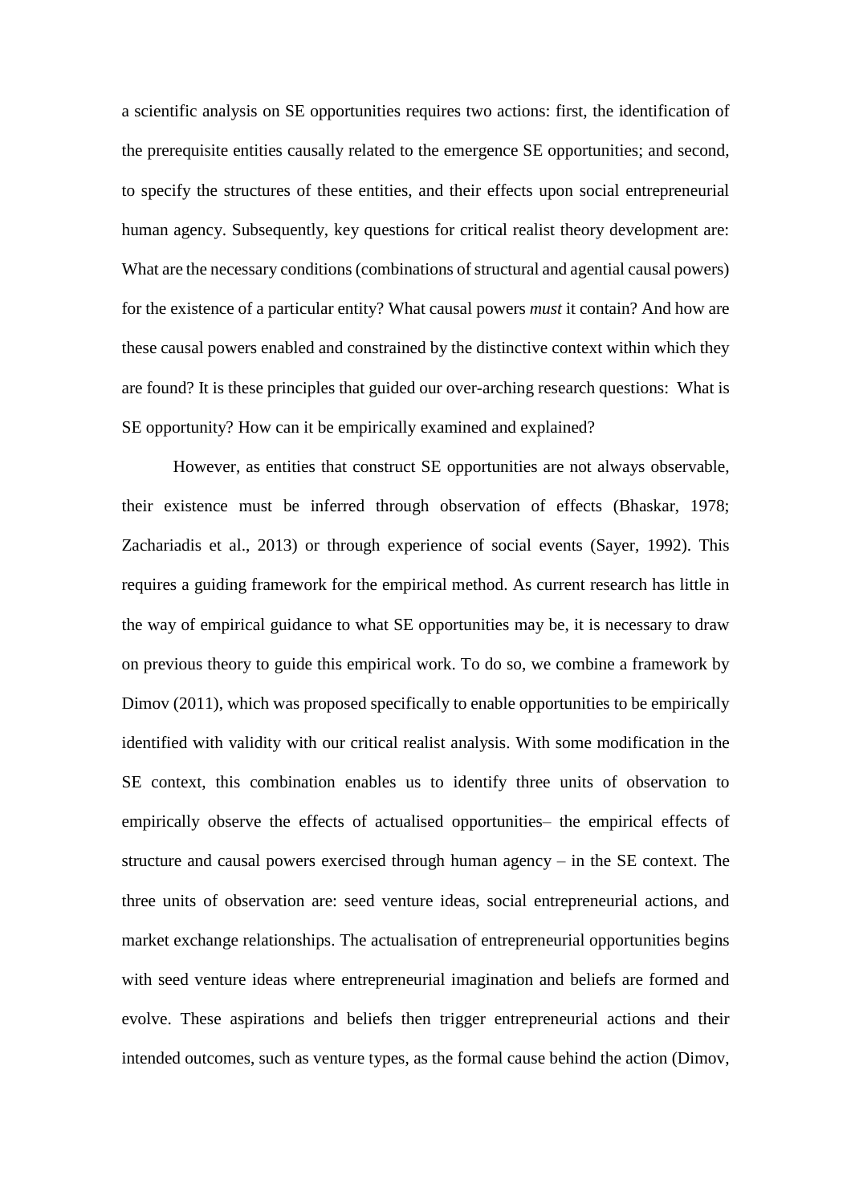a scientific analysis on SE opportunities requires two actions: first, the identification of the prerequisite entities causally related to the emergence SE opportunities; and second, to specify the structures of these entities, and their effects upon social entrepreneurial human agency. Subsequently, key questions for critical realist theory development are: What are the necessary conditions (combinations of structural and agential causal powers) for the existence of a particular entity? What causal powers *must* it contain? And how are these causal powers enabled and constrained by the distinctive context within which they are found? It is these principles that guided our over-arching research questions: What is SE opportunity? How can it be empirically examined and explained?

However, as entities that construct SE opportunities are not always observable, their existence must be inferred through observation of effects (Bhaskar, 1978; Zachariadis et al., 2013) or through experience of social events (Sayer, 1992). This requires a guiding framework for the empirical method. As current research has little in the way of empirical guidance to what SE opportunities may be, it is necessary to draw on previous theory to guide this empirical work. To do so, we combine a framework by Dimov (2011), which was proposed specifically to enable opportunities to be empirically identified with validity with our critical realist analysis. With some modification in the SE context, this combination enables us to identify three units of observation to empirically observe the effects of actualised opportunities– the empirical effects of structure and causal powers exercised through human agency – in the SE context. The three units of observation are: seed venture ideas, social entrepreneurial actions, and market exchange relationships. The actualisation of entrepreneurial opportunities begins with seed venture ideas where entrepreneurial imagination and beliefs are formed and evolve. These aspirations and beliefs then trigger entrepreneurial actions and their intended outcomes, such as venture types, as the formal cause behind the action (Dimov,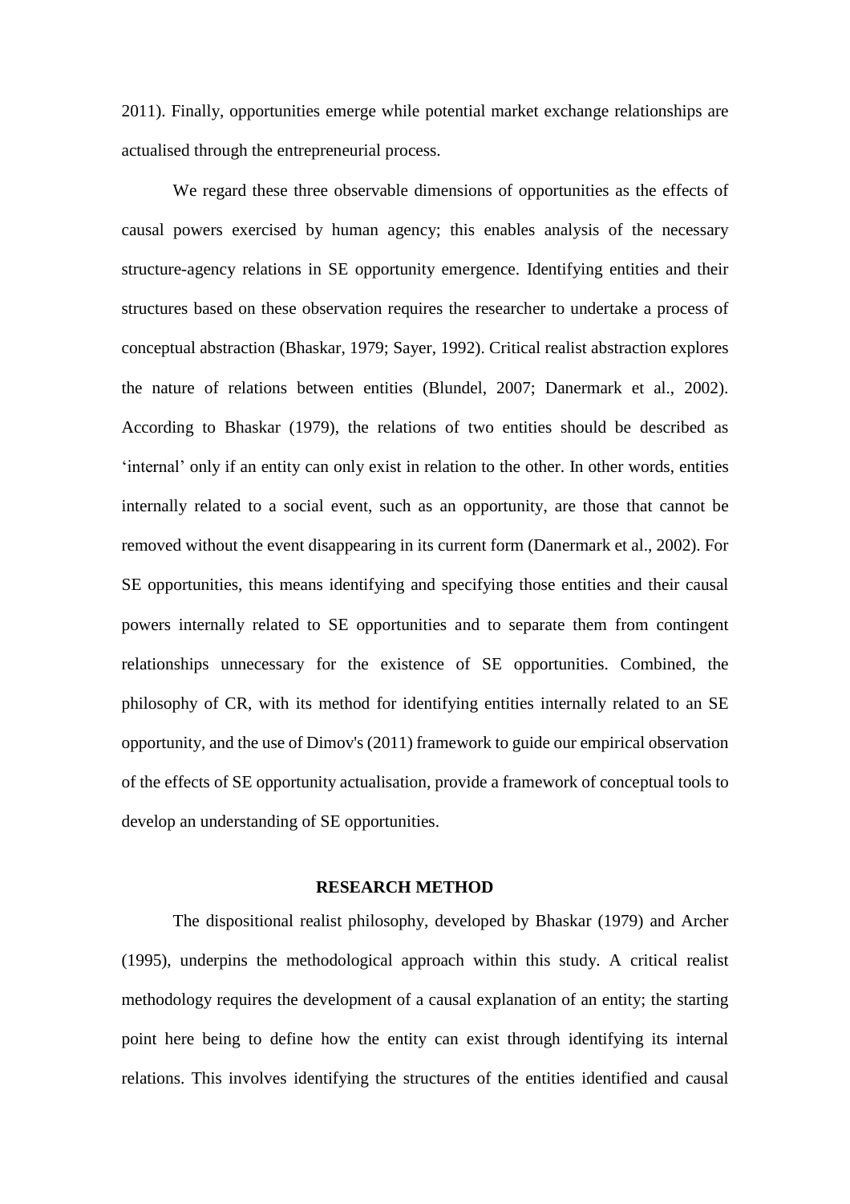2011). Finally, opportunities emerge while potential market exchange relationships are actualised through the entrepreneurial process.

We regard these three observable dimensions of opportunities as the effects of causal powers exercised by human agency; this enables analysis of the necessary structure-agency relations in SE opportunity emergence. Identifying entities and their structures based on these observation requires the researcher to undertake a process of conceptual abstraction (Bhaskar, 1979; Sayer, 1992). Critical realist abstraction explores the nature of relations between entities (Blundel, 2007; Danermark et al., 2002). According to Bhaskar (1979), the relations of two entities should be described as 'internal' only if an entity can only exist in relation to the other. In other words, entities internally related to a social event, such as an opportunity, are those that cannot be removed without the event disappearing in its current form (Danermark et al., 2002). For SE opportunities, this means identifying and specifying those entities and their causal powers internally related to SE opportunities and to separate them from contingent relationships unnecessary for the existence of SE opportunities. Combined, the philosophy of CR, with its method for identifying entities internally related to an SE opportunity, and the use of Dimov's (2011) framework to guide our empirical observation of the effects of SE opportunity actualisation, provide a framework of conceptual tools to develop an understanding of SE opportunities.

## RESEARCH METHOD

The dispositional realist philosophy, developed by Bhaskar (1979) and Archer (1995), underpins the methodological approach within this study. A critical realist methodology requires the development of a causal explanation of an entity; the starting point here being to define how the entity can exist through identifying its internal relations. This involves identifying the structures of the entities identified and causal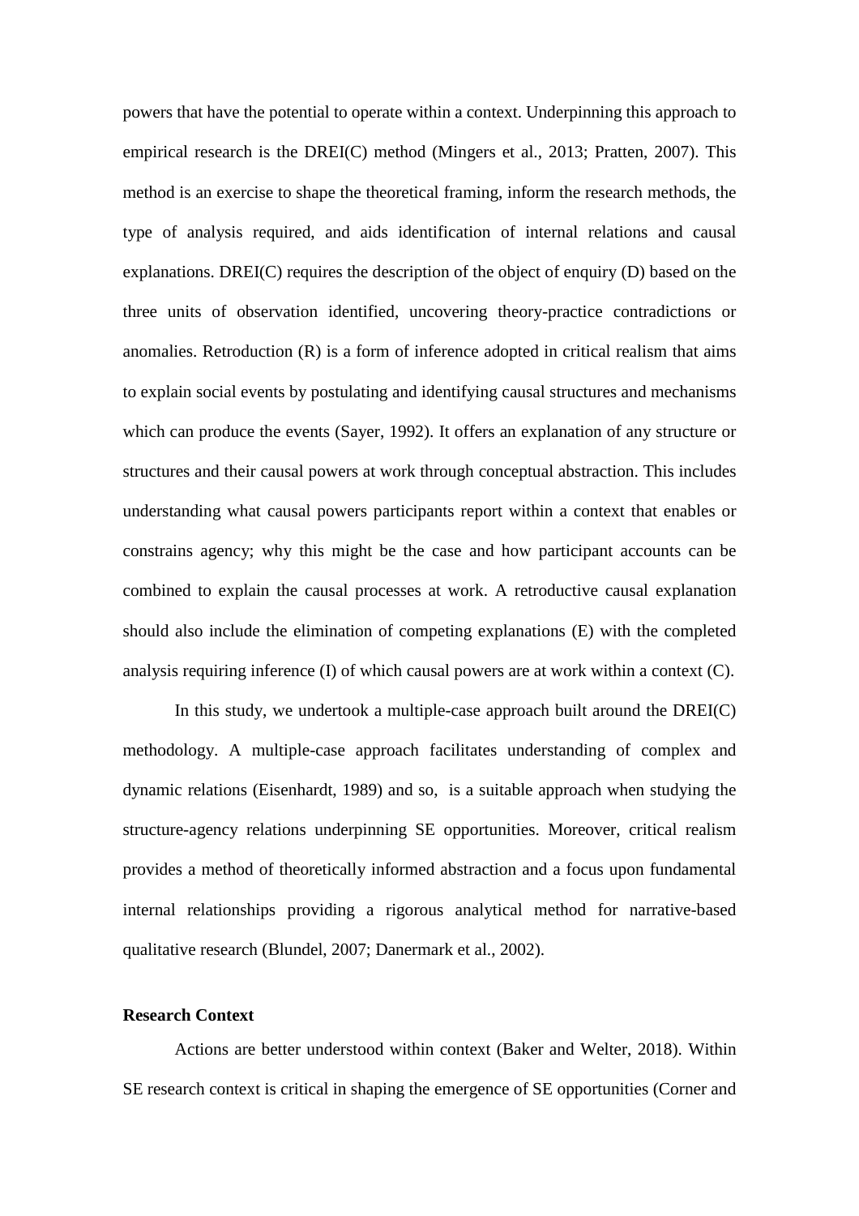powers that have the potential to operate within a context. Underpinning this approach to empirical research is the DREI(C) method (Mingers et al., 2013; Pratten, 2007). This method is an exercise to shape the theoretical framing, inform the research methods, the type of analysis required, and aids identification of internal relations and causal explanations. DREI(C) requires the description of the object of enquiry (D) based on the three units of observation identified, uncovering theory-practice contradictions or anomalies. Retroduction (R) is a form of inference adopted in critical realism that aims to explain social events by postulating and identifying causal structures and mechanisms which can produce the events (Sayer, 1992). It offers an explanation of any structure or structures and their causal powers at work through conceptual abstraction. This includes understanding what causal powers participants report within a context that enables or constrains agency; why this might be the case and how participant accounts can be combined to explain the causal processes at work. A retroductive causal explanation should also include the elimination of competing explanations (E) with the completed analysis requiring inference (I) of which causal powers are at work within a context (C).

In this study, we undertook a multiple-case approach built around the DREI(C) methodology. A multiple-case approach facilitates understanding of complex and dynamic relations (Eisenhardt, 1989) and so, is a suitable approach when studying the structure-agency relations underpinning SE opportunities. Moreover, critical realism provides a method of theoretically informed abstraction and a focus upon fundamental internal relationships providing a rigorous analytical method for narrative-based qualitative research (Blundel, 2007; Danermark et al., 2002).

**Research Context**

Actions are better understood within context (Baker and Welter, 2018). Within SE research context is critical in shaping the emergence of SE opportunities (Corner and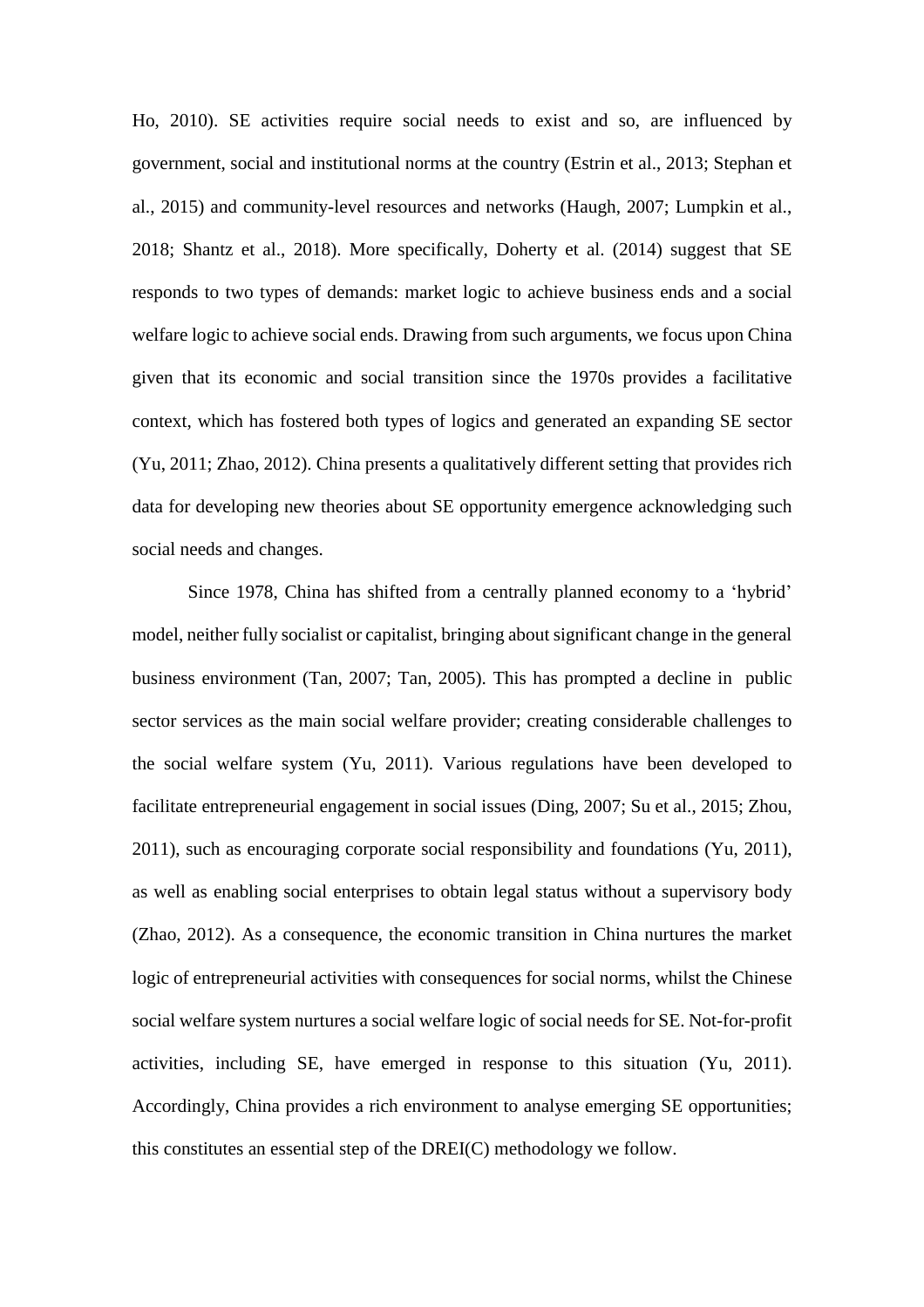Ho, 2010). SE activities require social needs to exist and so, are influenced by government, social and institutional norms at the country (Estrin et al., 2013; Stephan et al., 2015) and community-level resources and networks (Haugh, 2007; Lumpkin et al., 2018; Shantz et al., 2018). More specifically, Doherty et al. (2014) suggest that SE responds to two types of demands: market logic to achieve business ends and a social welfare logic to achieve social ends. Drawing from such arguments, we focus upon China given that its economic and social transition since the 1970s provides a facilitative context, which has fostered both types of logics and generated an expanding SE sector (Yu, 2011; Zhao, 2012). China presents a qualitatively different setting that provides rich data for developing new theories about SE opportunity emergence acknowledging such social needs and changes.

Since 1978, China has shifted from a centrally planned economy to a 'hybrid' model, neither fully socialist or capitalist, bringing about significant change in the general business environment (Tan, 2007; Tan, 2005). This has prompted a decline in public sector services as the main social welfare provider; creating considerable challenges to the social welfare system (Yu, 2011). Various regulations have been developed to facilitate entrepreneurial engagement in social issues (Ding, 2007; Su et al., 2015; Zhou, 2011), such as encouraging corporate social responsibility and foundations (Yu, 2011), as well as enabling social enterprises to obtain legal status without a supervisory body (Zhao, 2012). As a consequence, the economic transition in China nurtures the market logic of entrepreneurial activities with consequences for social norms, whilst the Chinese social welfare system nurtures a social welfare logic of social needs for SE. Not-for-profit activities, including SE, have emerged in response to this situation (Yu, 2011). Accordingly, China provides a rich environment to analyse emerging SE opportunities; this constitutes an essential step of the DREI(C) methodology we follow.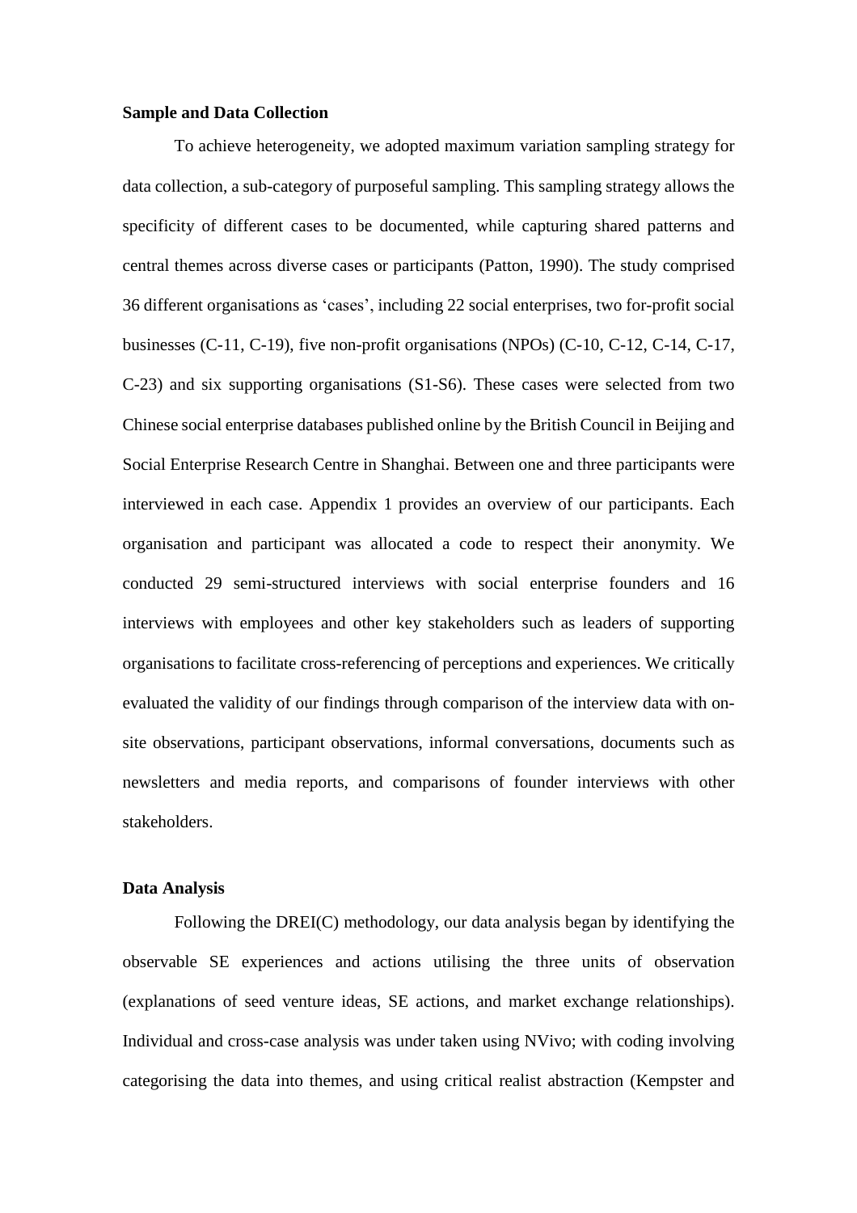**Sample and Data Collection**

To achieve heterogeneity, we adopted maximum variation sampling strategy for data collection, a sub-category of purposeful sampling. This sampling strategy allows the specificity of different cases to be documented, while capturing shared patterns and central themes across diverse cases or participants (Patton, 1990). The study comprised 36 different organisations as 'cases', including 22 social enterprises, two for-profit social businesses (C-11, C-19), five non-profit organisations (NPOs) (C-10, C-12, C-14, C-17, C-23) and six supporting organisations (S1-S6). These cases were selected from two Chinese social enterprise databases published online by the British Council in Beijing and Social Enterprise Research Centre in Shanghai. Between one and three participants were interviewed in each case. Appendix 1 provides an overview of our participants. Each organisation and participant was allocated a code to respect their anonymity. We conducted 29 semi-structured interviews with social enterprise founders and 16 interviews with employees and other key stakeholders such as leaders of supporting organisations to facilitate cross-referencing of perceptions and experiences. We critically evaluated the validity of our findings through comparison of the interview data with on-site observations, participant observations, informal conversations, documents such as newsletters and media reports, and comparisons of founder interviews with other stakeholders.

**Data Analysis**

Following the DREI(C) methodology, our data analysis began by identifying the observable SE experiences and actions utilising the three units of observation (explanations of seed venture ideas, SE actions, and market exchange relationships). Individual and cross-case analysis was under taken using NVivo; with coding involving categorising the data into themes, and using critical realist abstraction (Kempster and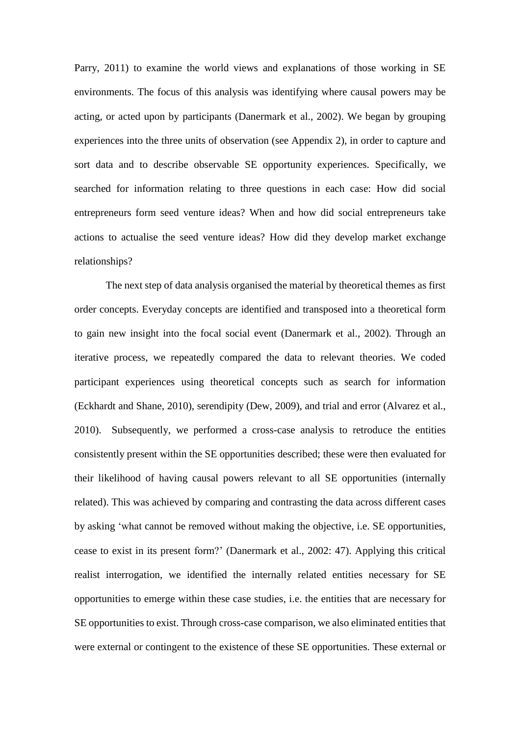Parry, 2011) to examine the world views and explanations of those working in SE environments. The focus of this analysis was identifying where causal powers may be acting, or acted upon by participants (Danermark et al., 2002). We began by grouping experiences into the three units of observation (see Appendix 2), in order to capture and sort data and to describe observable SE opportunity experiences. Specifically, we searched for information relating to three questions in each case: How did social entrepreneurs form seed venture ideas? When and how did social entrepreneurs take actions to actualise the seed venture ideas? How did they develop market exchange relationships?

The next step of data analysis organised the material by theoretical themes as first order concepts. Everyday concepts are identified and transposed into a theoretical form to gain new insight into the focal social event (Danermark et al., 2002). Through an iterative process, we repeatedly compared the data to relevant theories. We coded participant experiences using theoretical concepts such as search for information (Eckhardt and Shane, 2010), serendipity (Dew, 2009), and trial and error (Alvarez et al., 2010). Subsequently, we performed a cross-case analysis to retroduce the entities consistently present within the SE opportunities described; these were then evaluated for their likelihood of having causal powers relevant to all SE opportunities (internally related). This was achieved by comparing and contrasting the data across different cases by asking 'what cannot be removed without making the objective, i.e. SE opportunities, cease to exist in its present form?' (Danermark et al., 2002: 47). Applying this critical realist interrogation, we identified the internally related entities necessary for SE opportunities to emerge within these case studies, i.e. the entities that are necessary for SE opportunities to exist. Through cross-case comparison, we also eliminated entities that were external or contingent to the existence of these SE opportunities. These external or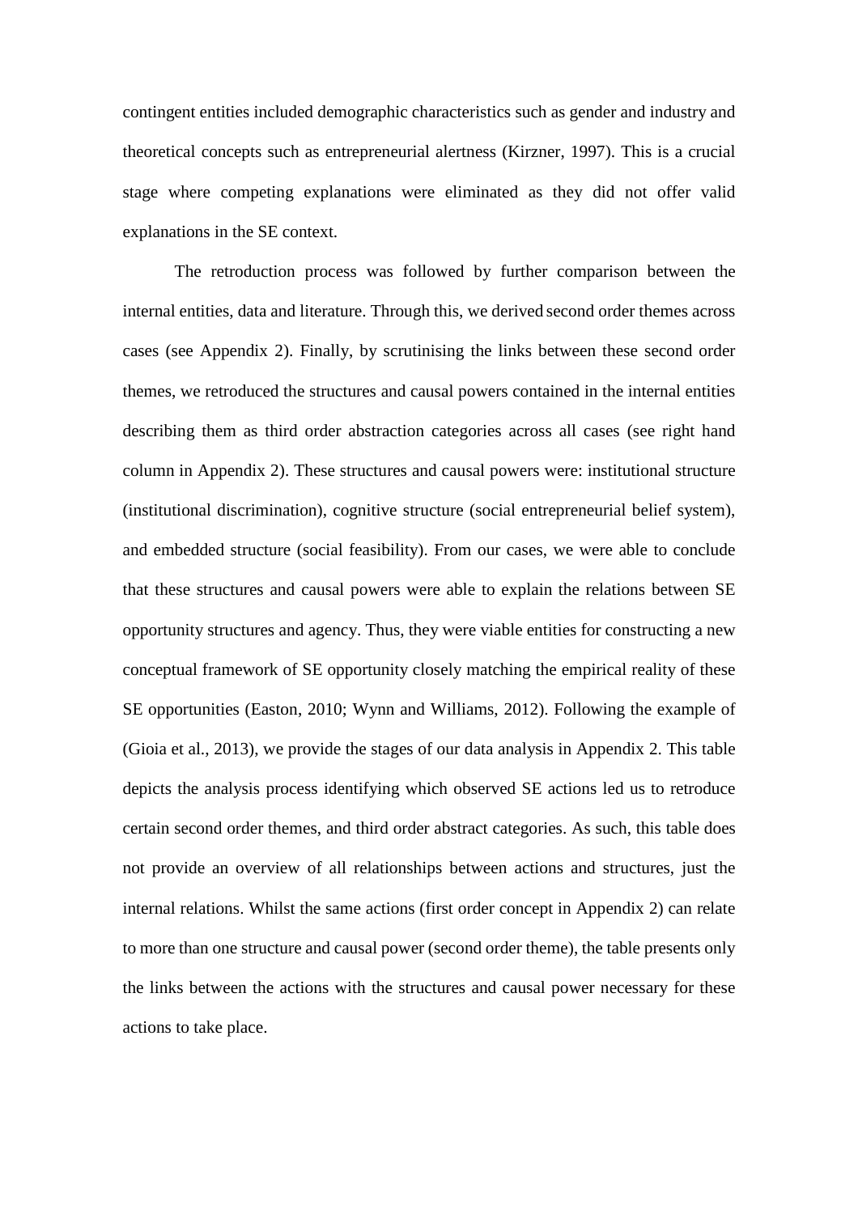contingent entities included demographic characteristics such as gender and industry and theoretical concepts such as entrepreneurial alertness (Kirzner, 1997). This is a crucial stage where competing explanations were eliminated as they did not offer valid explanations in the SE context.

The retroduction process was followed by further comparison between the internal entities, data and literature. Through this, we derived second order themes across cases (see Appendix 2). Finally, by scrutinising the links between these second order themes, we retroduced the structures and causal powers contained in the internal entities describing them as third order abstraction categories across all cases (see right hand column in Appendix 2). These structures and causal powers were: institutional structure (institutional discrimination), cognitive structure (social entrepreneurial belief system), and embedded structure (social feasibility). From our cases, we were able to conclude that these structures and causal powers were able to explain the relations between SE opportunity structures and agency. Thus, they were viable entities for constructing a new conceptual framework of SE opportunity closely matching the empirical reality of these SE opportunities (Easton, 2010; Wynn and Williams, 2012). Following the example of (Gioia et al., 2013), we provide the stages of our data analysis in Appendix 2. This table depicts the analysis process identifying which observed SE actions led us to retroduce certain second order themes, and third order abstract categories. As such, this table does not provide an overview of all relationships between actions and structures, just the internal relations. Whilst the same actions (first order concept in Appendix 2) can relate to more than one structure and causal power (second order theme), the table presents only the links between the actions with the structures and causal power necessary for these actions to take place.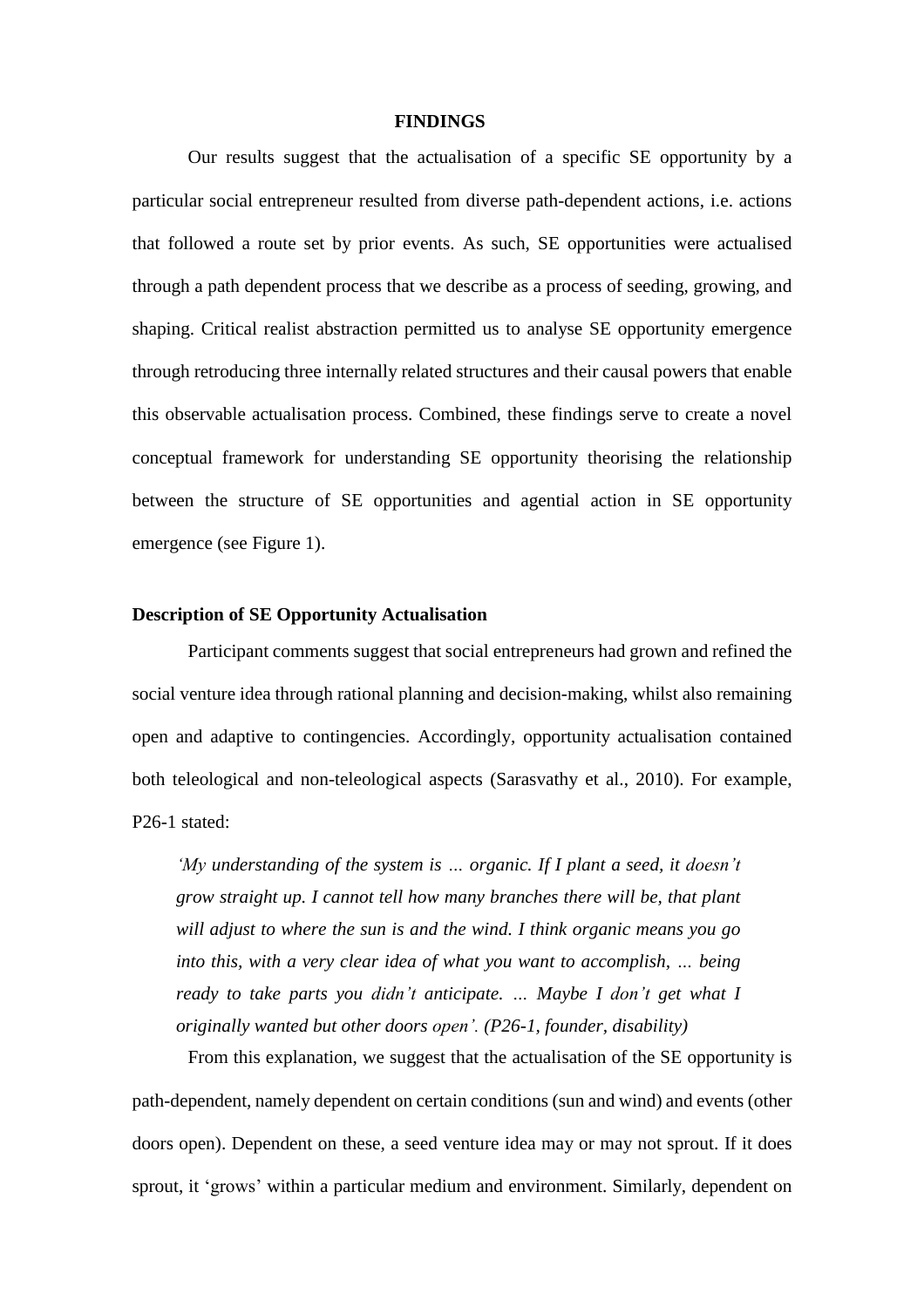## FINDINGS

Our results suggest that the actualisation of a specific SE opportunity by a particular social entrepreneur resulted from diverse path-dependent actions, i.e. actions that followed a route set by prior events. As such, SE opportunities were actualised through a path dependent process that we describe as a process of seeding, growing, and shaping. Critical realist abstraction permitted us to analyse SE opportunity emergence through retroducing three internally related structures and their causal powers that enable this observable actualisation process. Combined, these findings serve to create a novel conceptual framework for understanding SE opportunity theorising the relationship between the structure of SE opportunities and agential action in SE opportunity emergence (see Figure 1).

### Description of SE Opportunity Actualisation

Participant comments suggest that social entrepreneurs had grown and refined the social venture idea through rational planning and decision-making, whilst also remaining open and adaptive to contingencies. Accordingly, opportunity actualisation contained both teleological and non-teleological aspects (Sarasvathy et al., 2010). For example, P26-1 stated:

> *'My understanding of the system is … organic. If I plant a seed, it doesn't grow straight up. I cannot tell how many branches there will be, that plant will adjust to where the sun is and the wind. I think organic means you go into this, with a very clear idea of what you want to accomplish, … being ready to take parts you didn't anticipate. … Maybe I don't get what I originally wanted but other doors open'. (P26-1, founder, disability)*

From this explanation, we suggest that the actualisation of the SE opportunity is path-dependent, namely dependent on certain conditions (sun and wind) and events (other doors open). Dependent on these, a seed venture idea may or may not sprout. If it does sprout, it 'grows' within a particular medium and environment. Similarly, dependent on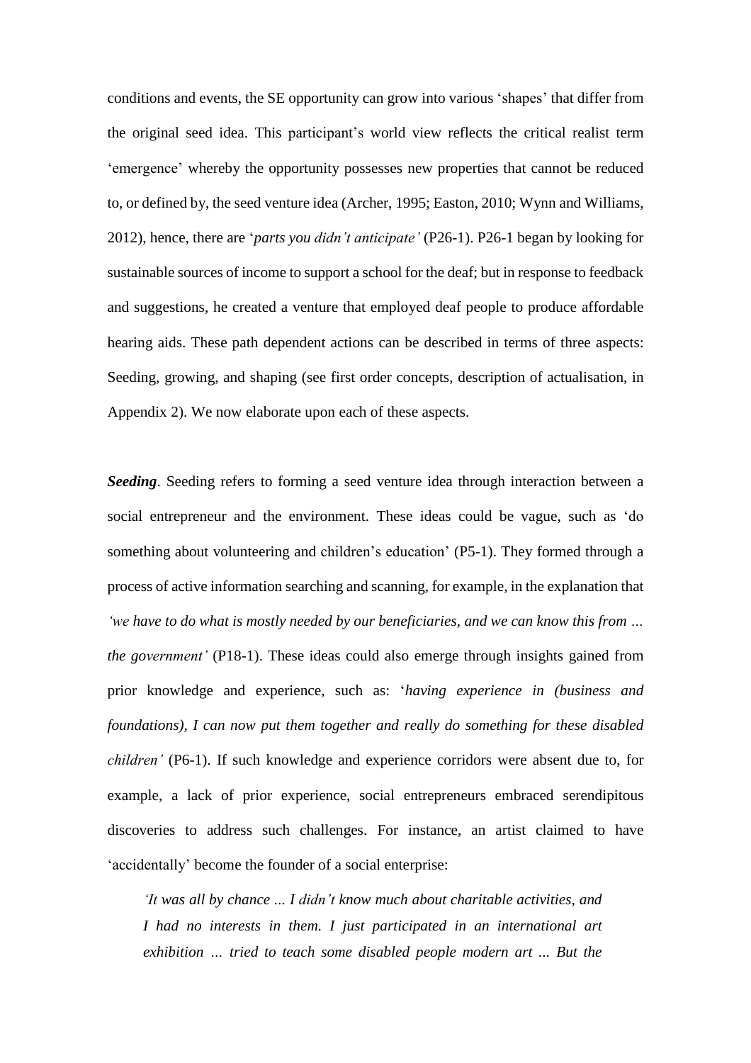conditions and events, the SE opportunity can grow into various 'shapes' that differ from the original seed idea. This participant's world view reflects the critical realist term 'emergence' whereby the opportunity possesses new properties that cannot be reduced to, or defined by, the seed venture idea (Archer, 1995; Easton, 2010; Wynn and Williams, 2012), hence, there are '*parts you didn't anticipate'* (P26-1). P26-1 began by looking for sustainable sources of income to support a school for the deaf; but in response to feedback and suggestions, he created a venture that employed deaf people to produce affordable hearing aids. These path dependent actions can be described in terms of three aspects: Seeding, growing, and shaping (see first order concepts, description of actualisation, in Appendix 2). We now elaborate upon each of these aspects.

***Seeding***. Seeding refers to forming a seed venture idea through interaction between a social entrepreneur and the environment. These ideas could be vague, such as 'do something about volunteering and children's education' (P5-1). They formed through a process of active information searching and scanning, for example, in the explanation that *'we have to do what is mostly needed by our beneficiaries, and we can know this from … the government'* (P18-1). These ideas could also emerge through insights gained from prior knowledge and experience, such as: '*having experience in (business and foundations), I can now put them together and really do something for these disabled children'* (P6-1). If such knowledge and experience corridors were absent due to, for example, a lack of prior experience, social entrepreneurs embraced serendipitous discoveries to address such challenges. For instance, an artist claimed to have 'accidentally' become the founder of a social enterprise:

> *'It was all by chance ... I didn't know much about charitable activities, and I had no interests in them. I just participated in an international art exhibition … tried to teach some disabled people modern art ... But the*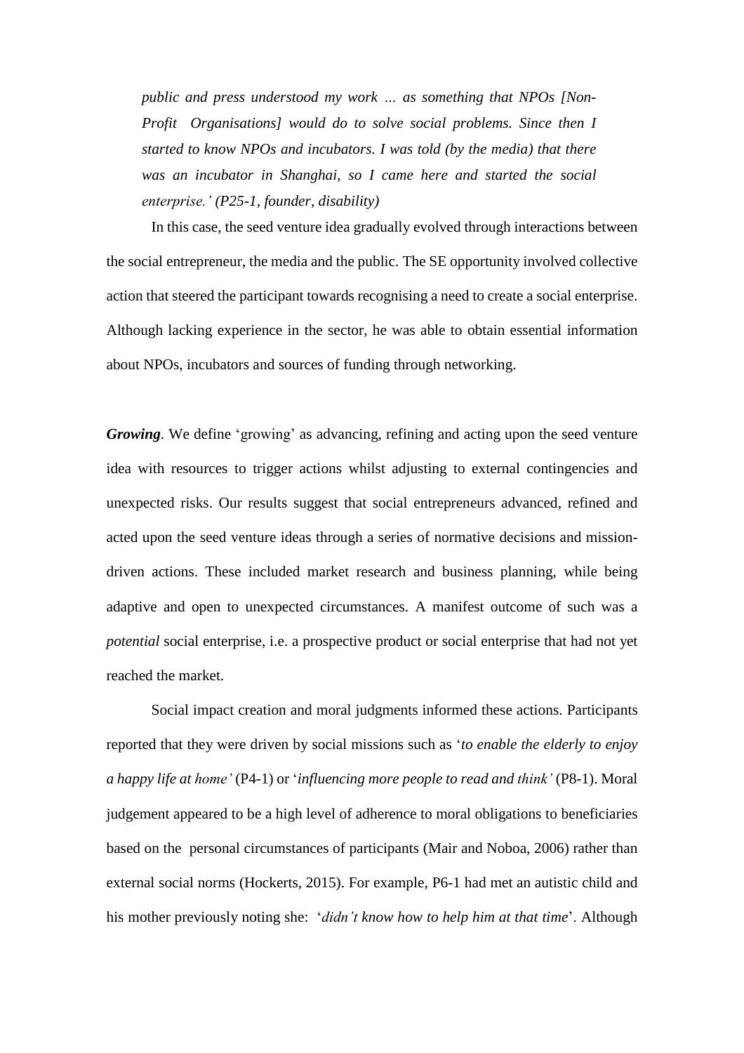> *public and press understood my work … as something that NPOs [Non-Profit Organisations] would do to solve social problems. Since then I started to know NPOs and incubators. I was told (by the media) that there was an incubator in Shanghai, so I came here and started the social enterprise.' (P25-1, founder, disability)*

In this case, the seed venture idea gradually evolved through interactions between the social entrepreneur, the media and the public. The SE opportunity involved collective action that steered the participant towards recognising a need to create a social enterprise. Although lacking experience in the sector, he was able to obtain essential information about NPOs, incubators and sources of funding through networking.

***Growing***. We define 'growing' as advancing, refining and acting upon the seed venture idea with resources to trigger actions whilst adjusting to external contingencies and unexpected risks. Our results suggest that social entrepreneurs advanced, refined and acted upon the seed venture ideas through a series of normative decisions and mission-driven actions. These included market research and business planning, while being adaptive and open to unexpected circumstances. A manifest outcome of such was a *potential* social enterprise, i.e. a prospective product or social enterprise that had not yet reached the market.

Social impact creation and moral judgments informed these actions. Participants reported that they were driven by social missions such as '*to enable the elderly to enjoy a happy life at home'* (P4-1) or '*influencing more people to read and think'* (P8-1). Moral judgement appeared to be a high level of adherence to moral obligations to beneficiaries based on the personal circumstances of participants (Mair and Noboa, 2006) rather than external social norms (Hockerts, 2015). For example, P6-1 had met an autistic child and his mother previously noting she: '*didn't know how to help him at that time*'. Although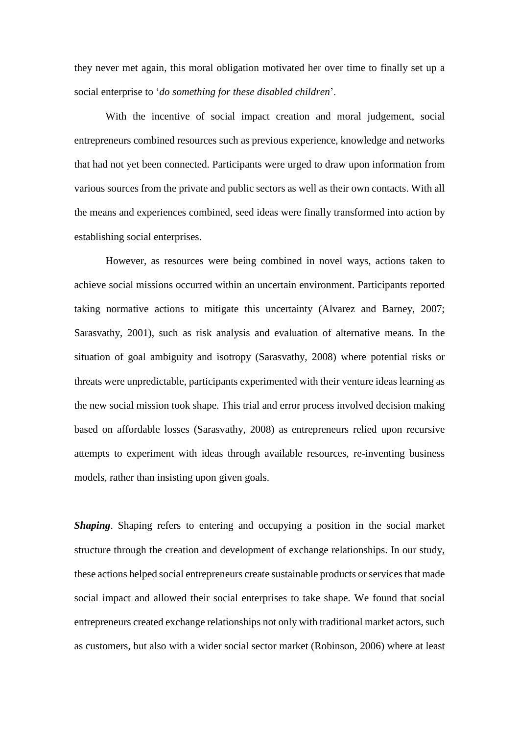they never met again, this moral obligation motivated her over time to finally set up a social enterprise to '*do something for these disabled children*'.

With the incentive of social impact creation and moral judgement, social entrepreneurs combined resources such as previous experience, knowledge and networks that had not yet been connected. Participants were urged to draw upon information from various sources from the private and public sectors as well as their own contacts. With all the means and experiences combined, seed ideas were finally transformed into action by establishing social enterprises.

However, as resources were being combined in novel ways, actions taken to achieve social missions occurred within an uncertain environment. Participants reported taking normative actions to mitigate this uncertainty (Alvarez and Barney, 2007; Sarasvathy, 2001), such as risk analysis and evaluation of alternative means. In the situation of goal ambiguity and isotropy (Sarasvathy, 2008) where potential risks or threats were unpredictable, participants experimented with their venture ideas learning as the new social mission took shape. This trial and error process involved decision making based on affordable losses (Sarasvathy, 2008) as entrepreneurs relied upon recursive attempts to experiment with ideas through available resources, re-inventing business models, rather than insisting upon given goals.

***Shaping***. Shaping refers to entering and occupying a position in the social market structure through the creation and development of exchange relationships. In our study, these actions helped social entrepreneurs create sustainable products or services that made social impact and allowed their social enterprises to take shape. We found that social entrepreneurs created exchange relationships not only with traditional market actors, such as customers, but also with a wider social sector market (Robinson, 2006) where at least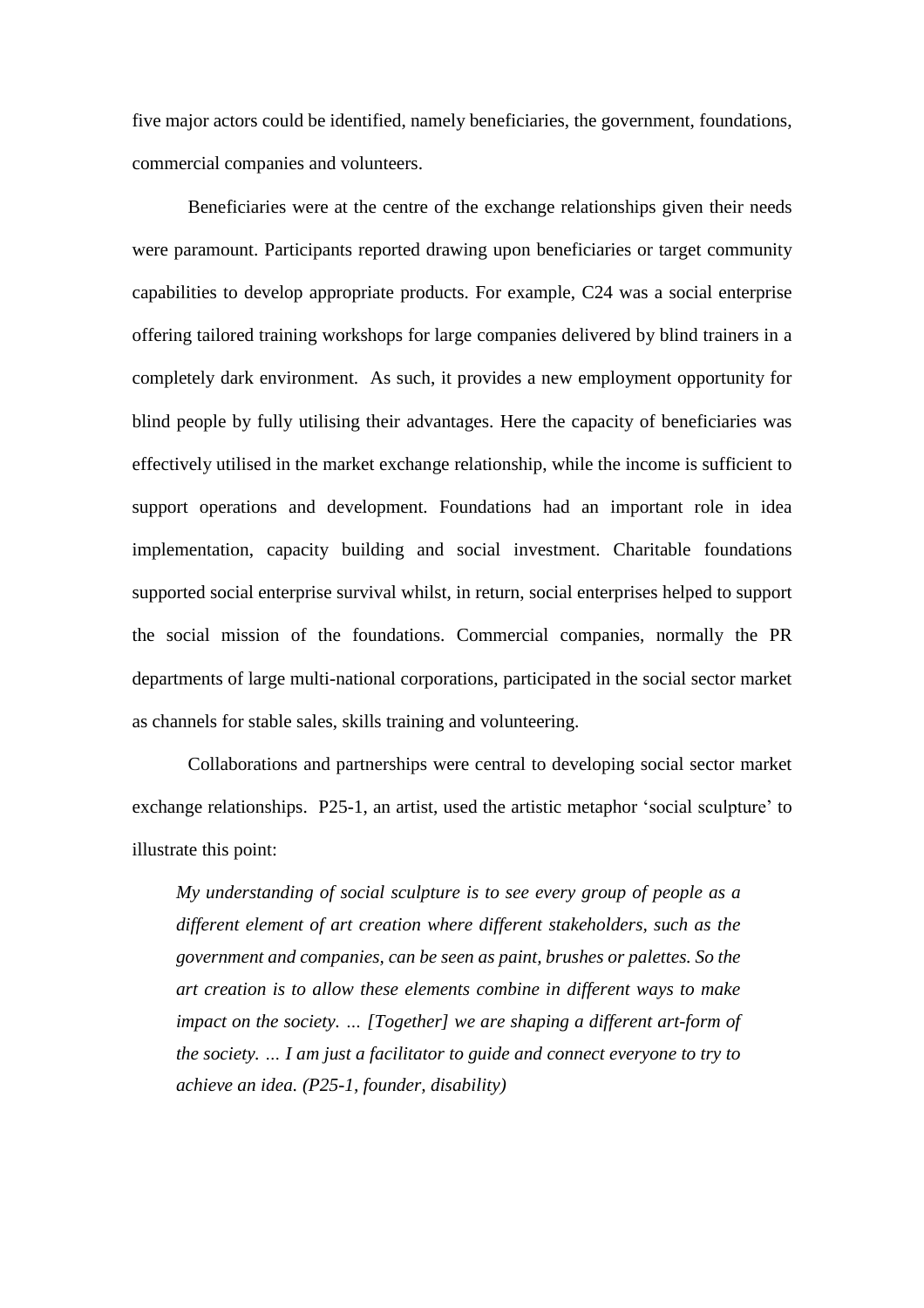five major actors could be identified, namely beneficiaries, the government, foundations, commercial companies and volunteers.

Beneficiaries were at the centre of the exchange relationships given their needs were paramount. Participants reported drawing upon beneficiaries or target community capabilities to develop appropriate products. For example, C24 was a social enterprise offering tailored training workshops for large companies delivered by blind trainers in a completely dark environment. As such, it provides a new employment opportunity for blind people by fully utilising their advantages. Here the capacity of beneficiaries was effectively utilised in the market exchange relationship, while the income is sufficient to support operations and development. Foundations had an important role in idea implementation, capacity building and social investment. Charitable foundations supported social enterprise survival whilst, in return, social enterprises helped to support the social mission of the foundations. Commercial companies, normally the PR departments of large multi-national corporations, participated in the social sector market as channels for stable sales, skills training and volunteering.

Collaborations and partnerships were central to developing social sector market exchange relationships. P25-1, an artist, used the artistic metaphor 'social sculpture' to illustrate this point:

> *My understanding of social sculpture is to see every group of people as a different element of art creation where different stakeholders, such as the government and companies, can be seen as paint, brushes or palettes. So the art creation is to allow these elements combine in different ways to make impact on the society. … [Together] we are shaping a different art-form of the society. … I am just a facilitator to guide and connect everyone to try to achieve an idea. (P25-1, founder, disability)*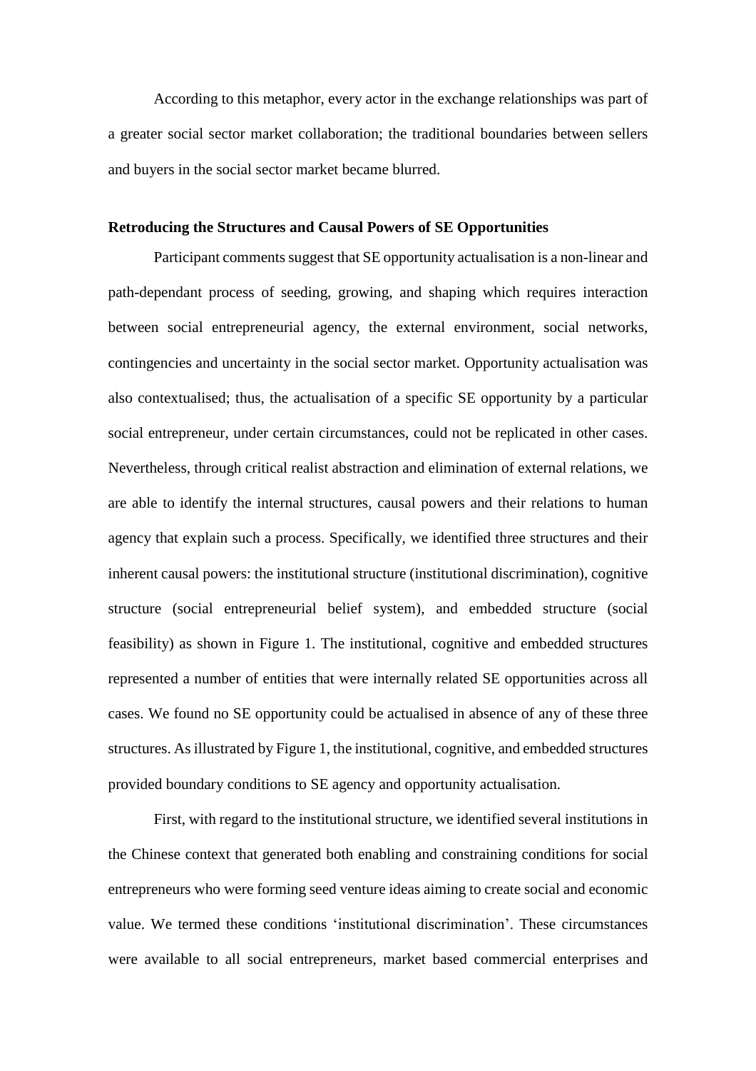According to this metaphor, every actor in the exchange relationships was part of a greater social sector market collaboration; the traditional boundaries between sellers and buyers in the social sector market became blurred.

**Retroducing the Structures and Causal Powers of SE Opportunities**

Participant comments suggest that SE opportunity actualisation is a non-linear and path-dependant process of seeding, growing, and shaping which requires interaction between social entrepreneurial agency, the external environment, social networks, contingencies and uncertainty in the social sector market. Opportunity actualisation was also contextualised; thus, the actualisation of a specific SE opportunity by a particular social entrepreneur, under certain circumstances, could not be replicated in other cases. Nevertheless, through critical realist abstraction and elimination of external relations, we are able to identify the internal structures, causal powers and their relations to human agency that explain such a process. Specifically, we identified three structures and their inherent causal powers: the institutional structure (institutional discrimination), cognitive structure (social entrepreneurial belief system), and embedded structure (social feasibility) as shown in Figure 1. The institutional, cognitive and embedded structures represented a number of entities that were internally related SE opportunities across all cases. We found no SE opportunity could be actualised in absence of any of these three structures. As illustrated by Figure 1, the institutional, cognitive, and embedded structures provided boundary conditions to SE agency and opportunity actualisation.

First, with regard to the institutional structure, we identified several institutions in the Chinese context that generated both enabling and constraining conditions for social entrepreneurs who were forming seed venture ideas aiming to create social and economic value. We termed these conditions 'institutional discrimination'. These circumstances were available to all social entrepreneurs, market based commercial enterprises and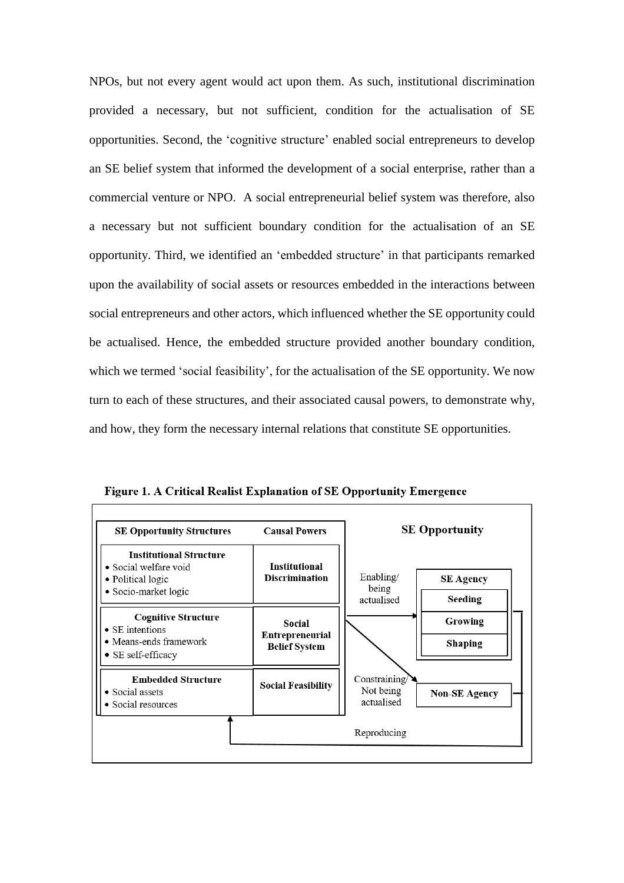NPOs, but not every agent would act upon them. As such, institutional discrimination provided a necessary, but not sufficient, condition for the actualisation of SE opportunities. Second, the 'cognitive structure' enabled social entrepreneurs to develop an SE belief system that informed the development of a social enterprise, rather than a commercial venture or NPO. A social entrepreneurial belief system was therefore, also a necessary but not sufficient boundary condition for the actualisation of an SE opportunity. Third, we identified an 'embedded structure' in that participants remarked upon the availability of social assets or resources embedded in the interactions between social entrepreneurs and other actors, which influenced whether the SE opportunity could be actualised. Hence, the embedded structure provided another boundary condition, which we termed 'social feasibility', for the actualisation of the SE opportunity. We now turn to each of these structures, and their associated causal powers, to demonstrate why, and how, they form the necessary internal relations that constitute SE opportunities.

**Figure 1. A Critical Realist Explanation of SE Opportunity Emergence**

| SE Opportunity Structures | Causal Powers |
|---|---|
| **Institutional Structure** <br> • Social welfare void <br> • Political logic <br> • Socio-market logic | **Institutional Discrimination** |
| **Cognitive Structure** <br> • SE intentions <br> • Means-ends framework <br> • SE self-efficacy | **Social Entrepreneurial Belief System** |
| **Embedded Structure** <br> • Social assets <br> • Social resources | **Social Feasibility** |

**SE Opportunity**

- Enabling/ being actualised → **SE Agency**: **Seeding**, **Growing**, **Shaping**
- Constraining/ Not being actualised → **Non-SE Agency**
- Reproducing (feedback to SE Opportunity Structures)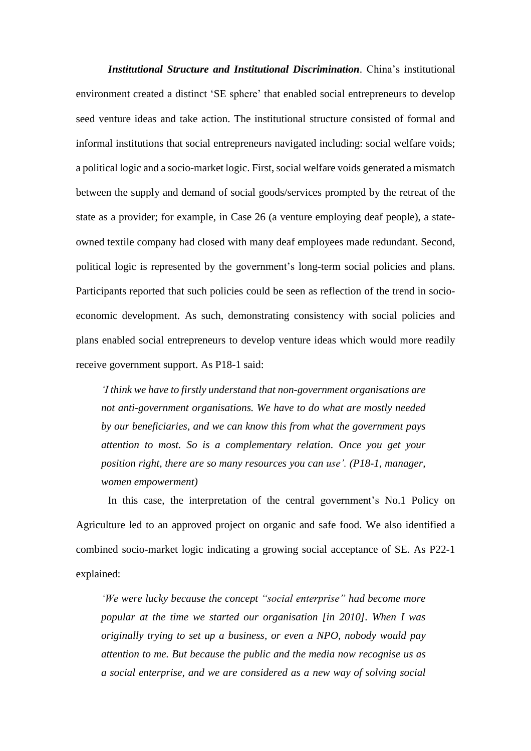***Institutional Structure and Institutional Discrimination***. China's institutional environment created a distinct 'SE sphere' that enabled social entrepreneurs to develop seed venture ideas and take action. The institutional structure consisted of formal and informal institutions that social entrepreneurs navigated including: social welfare voids; a political logic and a socio-market logic. First, social welfare voids generated a mismatch between the supply and demand of social goods/services prompted by the retreat of the state as a provider; for example, in Case 26 (a venture employing deaf people), a state-owned textile company had closed with many deaf employees made redundant. Second, political logic is represented by the government's long-term social policies and plans. Participants reported that such policies could be seen as reflection of the trend in socio-economic development. As such, demonstrating consistency with social policies and plans enabled social entrepreneurs to develop venture ideas which would more readily receive government support. As P18-1 said:

> *'I think we have to firstly understand that non-government organisations are not anti-government organisations. We have to do what are mostly needed by our beneficiaries, and we can know this from what the government pays attention to most. So is a complementary relation. Once you get your position right, there are so many resources you can use'. (P18-1, manager, women empowerment)*

In this case, the interpretation of the central government's No.1 Policy on Agriculture led to an approved project on organic and safe food. We also identified a combined socio-market logic indicating a growing social acceptance of SE. As P22-1 explained:

> *'We were lucky because the concept "social enterprise" had become more popular at the time we started our organisation [in 2010]. When I was originally trying to set up a business, or even a NPO, nobody would pay attention to me. But because the public and the media now recognise us as a social enterprise, and we are considered as a new way of solving social*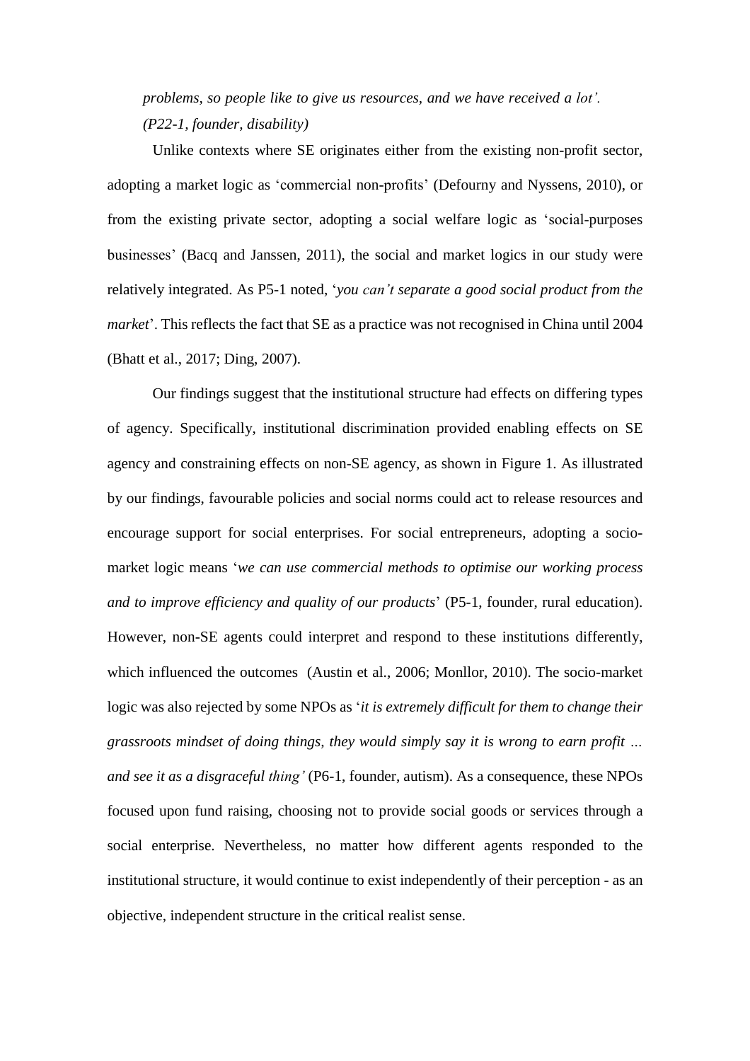*problems, so people like to give us resources, and we have received a lot'. (P22-1, founder, disability)*

Unlike contexts where SE originates either from the existing non-profit sector, adopting a market logic as 'commercial non-profits' (Defourny and Nyssens, 2010), or from the existing private sector, adopting a social welfare logic as 'social-purposes businesses' (Bacq and Janssen, 2011), the social and market logics in our study were relatively integrated. As P5-1 noted, '*you can't separate a good social product from the market*'. This reflects the fact that SE as a practice was not recognised in China until 2004 (Bhatt et al., 2017; Ding, 2007).

Our findings suggest that the institutional structure had effects on differing types of agency. Specifically, institutional discrimination provided enabling effects on SE agency and constraining effects on non-SE agency, as shown in Figure 1. As illustrated by our findings, favourable policies and social norms could act to release resources and encourage support for social enterprises. For social entrepreneurs, adopting a socio-market logic means '*we can use commercial methods to optimise our working process and to improve efficiency and quality of our products*' (P5-1, founder, rural education). However, non-SE agents could interpret and respond to these institutions differently, which influenced the outcomes (Austin et al., 2006; Monllor, 2010). The socio-market logic was also rejected by some NPOs as '*it is extremely difficult for them to change their grassroots mindset of doing things, they would simply say it is wrong to earn profit … and see it as a disgraceful thing'* (P6-1, founder, autism). As a consequence, these NPOs focused upon fund raising, choosing not to provide social goods or services through a social enterprise. Nevertheless, no matter how different agents responded to the institutional structure, it would continue to exist independently of their perception - as an objective, independent structure in the critical realist sense.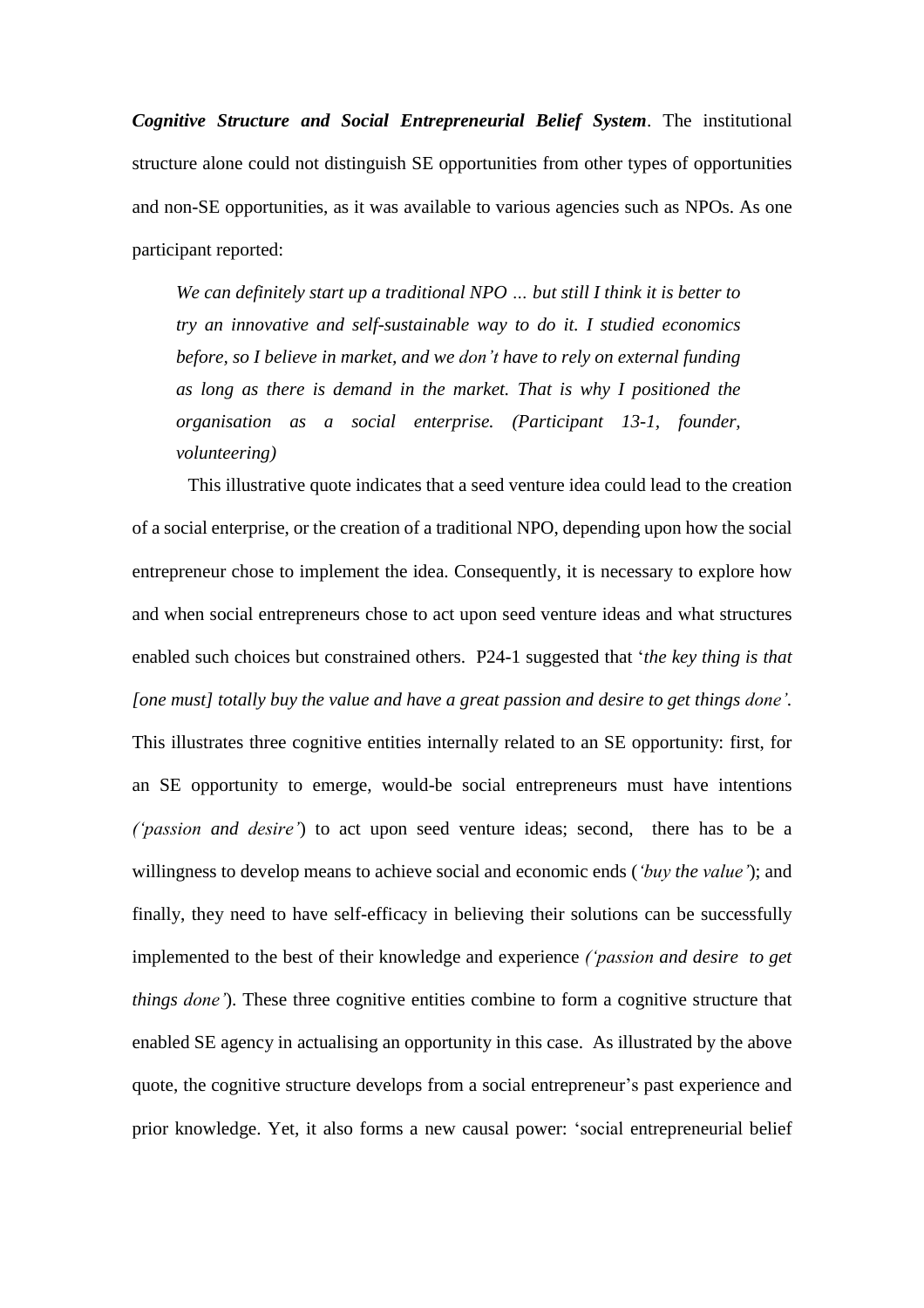***Cognitive Structure and Social Entrepreneurial Belief System***. The institutional structure alone could not distinguish SE opportunities from other types of opportunities and non-SE opportunities, as it was available to various agencies such as NPOs. As one participant reported:

> *We can definitely start up a traditional NPO … but still I think it is better to try an innovative and self-sustainable way to do it. I studied economics before, so I believe in market, and we don't have to rely on external funding as long as there is demand in the market. That is why I positioned the organisation as a social enterprise. (Participant 13-1, founder, volunteering)*

This illustrative quote indicates that a seed venture idea could lead to the creation of a social enterprise, or the creation of a traditional NPO, depending upon how the social entrepreneur chose to implement the idea. Consequently, it is necessary to explore how and when social entrepreneurs chose to act upon seed venture ideas and what structures enabled such choices but constrained others. P24-1 suggested that '*the key thing is that [one must] totally buy the value and have a great passion and desire to get things done'*. This illustrates three cognitive entities internally related to an SE opportunity: first, for an SE opportunity to emerge, would-be social entrepreneurs must have intentions *('passion and desire'*) to act upon seed venture ideas; second, there has to be a willingness to develop means to achieve social and economic ends (*'buy the value'*); and finally, they need to have self-efficacy in believing their solutions can be successfully implemented to the best of their knowledge and experience *('passion and desire to get things done'*). These three cognitive entities combine to form a cognitive structure that enabled SE agency in actualising an opportunity in this case. As illustrated by the above quote, the cognitive structure develops from a social entrepreneur's past experience and prior knowledge. Yet, it also forms a new causal power: 'social entrepreneurial belief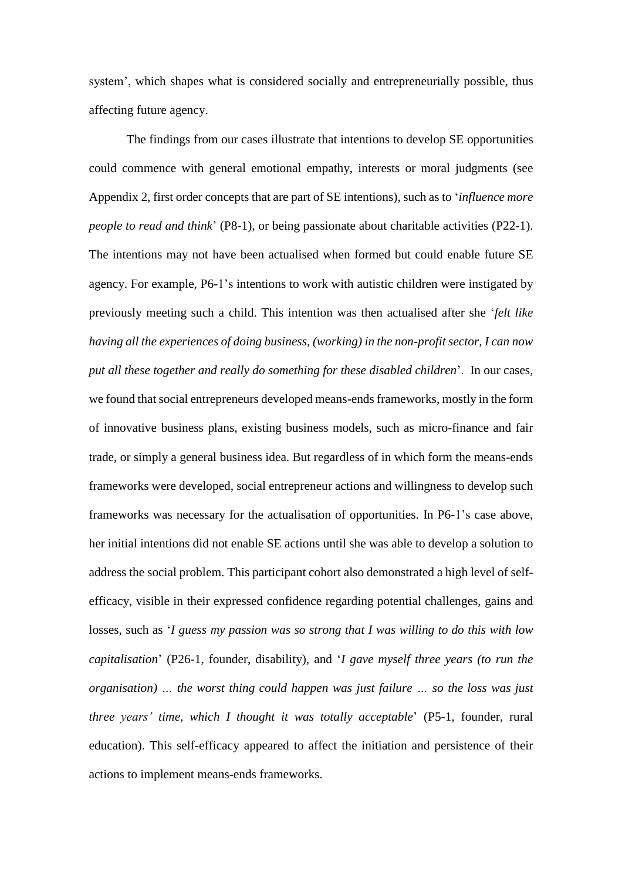system', which shapes what is considered socially and entrepreneurially possible, thus affecting future agency.

The findings from our cases illustrate that intentions to develop SE opportunities could commence with general emotional empathy, interests or moral judgments (see Appendix 2, first order concepts that are part of SE intentions), such as to '*influence more people to read and think*' (P8-1), or being passionate about charitable activities (P22-1). The intentions may not have been actualised when formed but could enable future SE agency. For example, P6-1's intentions to work with autistic children were instigated by previously meeting such a child. This intention was then actualised after she '*felt like having all the experiences of doing business, (working) in the non-profit sector, I can now put all these together and really do something for these disabled children*'. In our cases, we found that social entrepreneurs developed means-ends frameworks, mostly in the form of innovative business plans, existing business models, such as micro-finance and fair trade, or simply a general business idea. But regardless of in which form the means-ends frameworks were developed, social entrepreneur actions and willingness to develop such frameworks was necessary for the actualisation of opportunities. In P6-1's case above, her initial intentions did not enable SE actions until she was able to develop a solution to address the social problem. This participant cohort also demonstrated a high level of self-efficacy, visible in their expressed confidence regarding potential challenges, gains and losses, such as '*I guess my passion was so strong that I was willing to do this with low capitalisation*' (P26-1, founder, disability), and '*I gave myself three years (to run the organisation) … the worst thing could happen was just failure … so the loss was just three years' time, which I thought it was totally acceptable*' (P5-1, founder, rural education). This self-efficacy appeared to affect the initiation and persistence of their actions to implement means-ends frameworks.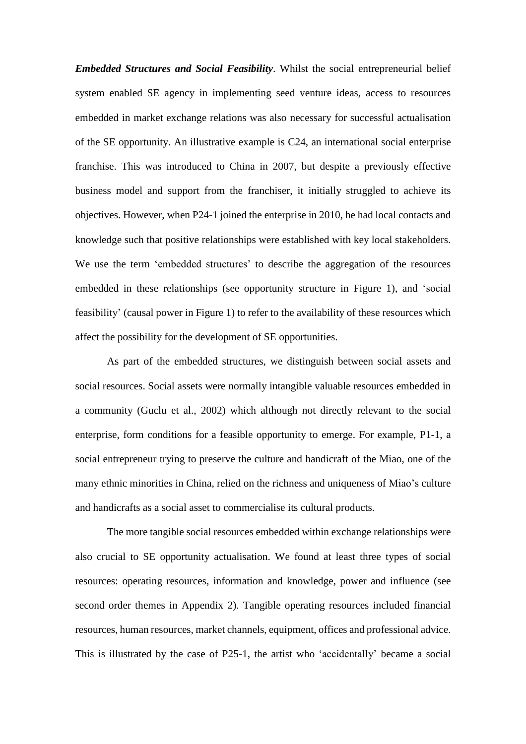***Embedded Structures and Social Feasibility***. Whilst the social entrepreneurial belief system enabled SE agency in implementing seed venture ideas, access to resources embedded in market exchange relations was also necessary for successful actualisation of the SE opportunity. An illustrative example is C24, an international social enterprise franchise. This was introduced to China in 2007, but despite a previously effective business model and support from the franchiser, it initially struggled to achieve its objectives. However, when P24-1 joined the enterprise in 2010, he had local contacts and knowledge such that positive relationships were established with key local stakeholders. We use the term 'embedded structures' to describe the aggregation of the resources embedded in these relationships (see opportunity structure in Figure 1), and 'social feasibility' (causal power in Figure 1) to refer to the availability of these resources which affect the possibility for the development of SE opportunities.

As part of the embedded structures, we distinguish between social assets and social resources. Social assets were normally intangible valuable resources embedded in a community (Guclu et al., 2002) which although not directly relevant to the social enterprise, form conditions for a feasible opportunity to emerge. For example, P1-1, a social entrepreneur trying to preserve the culture and handicraft of the Miao, one of the many ethnic minorities in China, relied on the richness and uniqueness of Miao's culture and handicrafts as a social asset to commercialise its cultural products.

The more tangible social resources embedded within exchange relationships were also crucial to SE opportunity actualisation. We found at least three types of social resources: operating resources, information and knowledge, power and influence (see second order themes in Appendix 2). Tangible operating resources included financial resources, human resources, market channels, equipment, offices and professional advice. This is illustrated by the case of P25-1, the artist who 'accidentally' became a social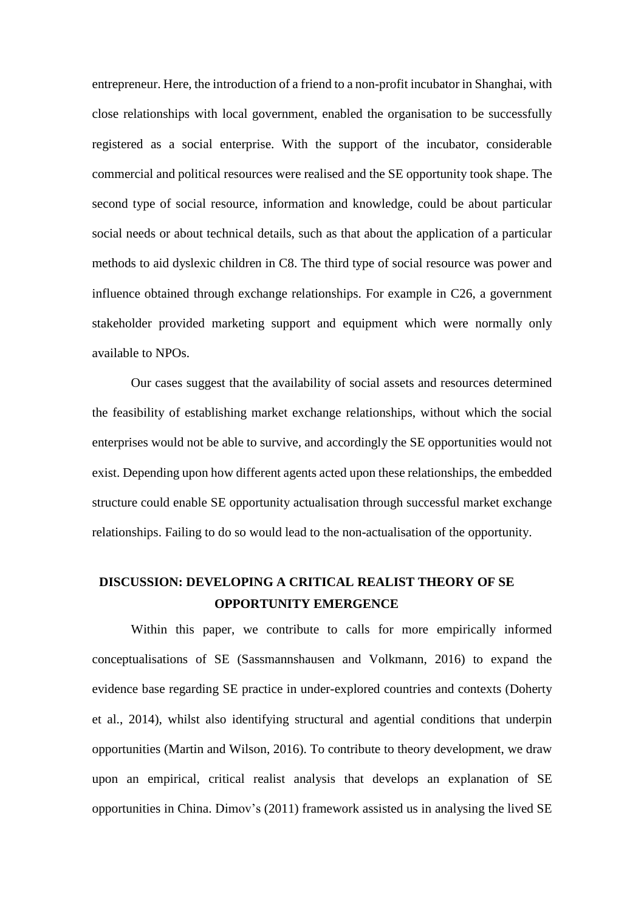entrepreneur. Here, the introduction of a friend to a non-profit incubator in Shanghai, with close relationships with local government, enabled the organisation to be successfully registered as a social enterprise. With the support of the incubator, considerable commercial and political resources were realised and the SE opportunity took shape. The second type of social resource, information and knowledge, could be about particular social needs or about technical details, such as that about the application of a particular methods to aid dyslexic children in C8. The third type of social resource was power and influence obtained through exchange relationships. For example in C26, a government stakeholder provided marketing support and equipment which were normally only available to NPOs.

Our cases suggest that the availability of social assets and resources determined the feasibility of establishing market exchange relationships, without which the social enterprises would not be able to survive, and accordingly the SE opportunities would not exist. Depending upon how different agents acted upon these relationships, the embedded structure could enable SE opportunity actualisation through successful market exchange relationships. Failing to do so would lead to the non-actualisation of the opportunity.

## DISCUSSION: DEVELOPING A CRITICAL REALIST THEORY OF SE OPPORTUNITY EMERGENCE

Within this paper, we contribute to calls for more empirically informed conceptualisations of SE (Sassmannshausen and Volkmann, 2016) to expand the evidence base regarding SE practice in under-explored countries and contexts (Doherty et al., 2014), whilst also identifying structural and agential conditions that underpin opportunities (Martin and Wilson, 2016). To contribute to theory development, we draw upon an empirical, critical realist analysis that develops an explanation of SE opportunities in China. Dimov's (2011) framework assisted us in analysing the lived SE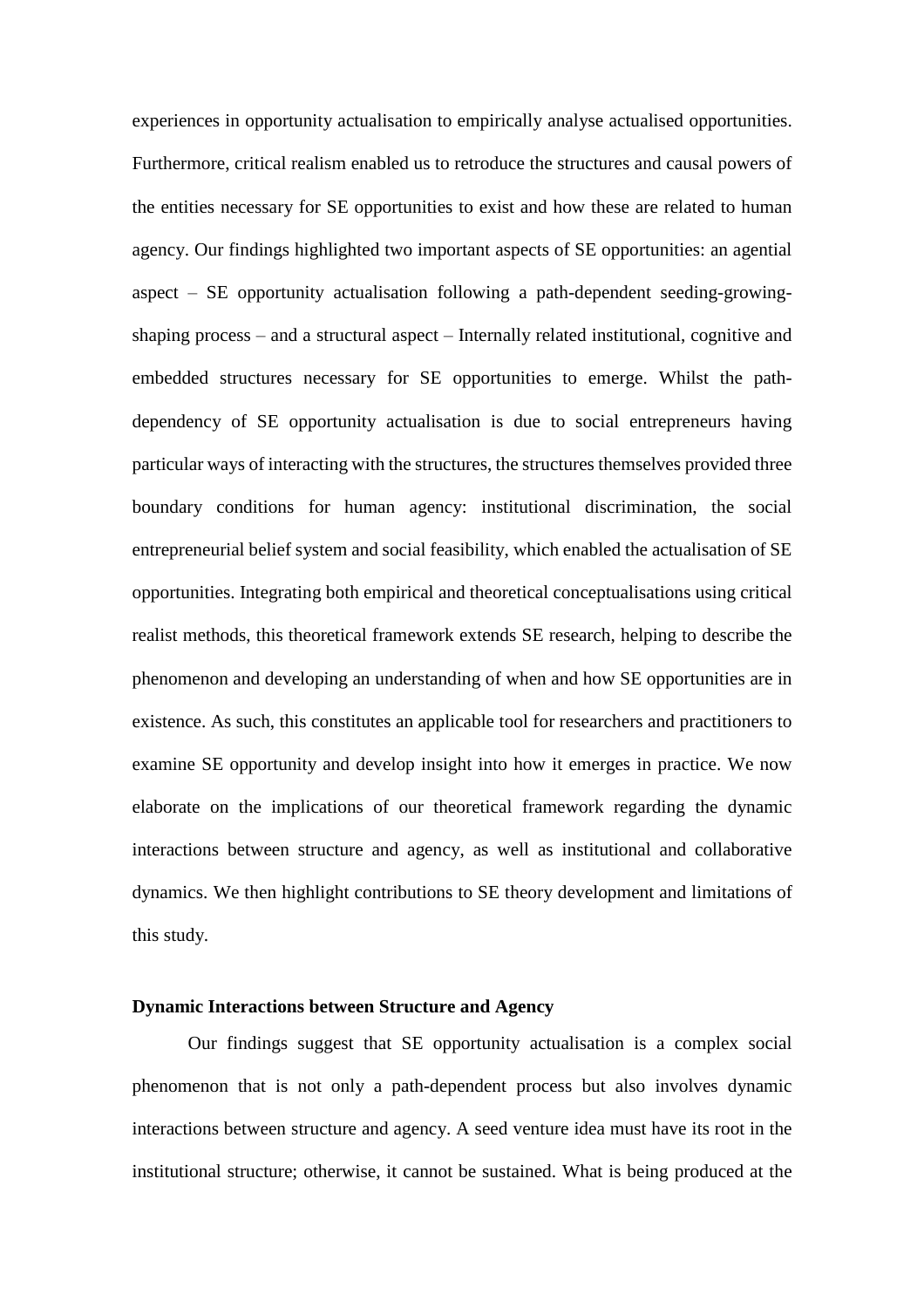experiences in opportunity actualisation to empirically analyse actualised opportunities. Furthermore, critical realism enabled us to retroduce the structures and causal powers of the entities necessary for SE opportunities to exist and how these are related to human agency. Our findings highlighted two important aspects of SE opportunities: an agential aspect – SE opportunity actualisation following a path-dependent seeding-growing-shaping process – and a structural aspect – Internally related institutional, cognitive and embedded structures necessary for SE opportunities to emerge. Whilst the path-dependency of SE opportunity actualisation is due to social entrepreneurs having particular ways of interacting with the structures, the structures themselves provided three boundary conditions for human agency: institutional discrimination, the social entrepreneurial belief system and social feasibility, which enabled the actualisation of SE opportunities. Integrating both empirical and theoretical conceptualisations using critical realist methods, this theoretical framework extends SE research, helping to describe the phenomenon and developing an understanding of when and how SE opportunities are in existence. As such, this constitutes an applicable tool for researchers and practitioners to examine SE opportunity and develop insight into how it emerges in practice. We now elaborate on the implications of our theoretical framework regarding the dynamic interactions between structure and agency, as well as institutional and collaborative dynamics. We then highlight contributions to SE theory development and limitations of this study.

**Dynamic Interactions between Structure and Agency**

Our findings suggest that SE opportunity actualisation is a complex social phenomenon that is not only a path-dependent process but also involves dynamic interactions between structure and agency. A seed venture idea must have its root in the institutional structure; otherwise, it cannot be sustained. What is being produced at the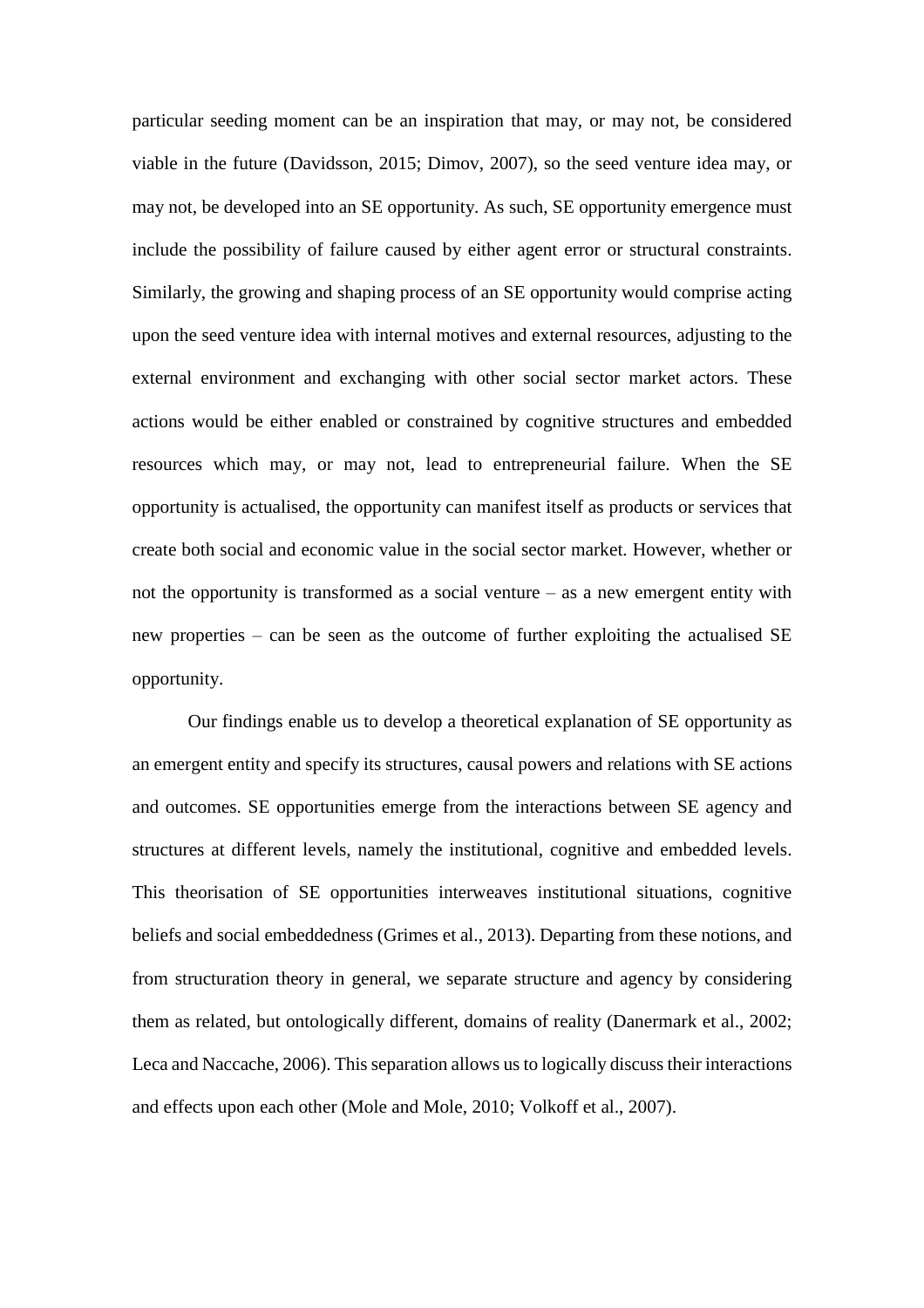particular seeding moment can be an inspiration that may, or may not, be considered viable in the future (Davidsson, 2015; Dimov, 2007), so the seed venture idea may, or may not, be developed into an SE opportunity. As such, SE opportunity emergence must include the possibility of failure caused by either agent error or structural constraints. Similarly, the growing and shaping process of an SE opportunity would comprise acting upon the seed venture idea with internal motives and external resources, adjusting to the external environment and exchanging with other social sector market actors. These actions would be either enabled or constrained by cognitive structures and embedded resources which may, or may not, lead to entrepreneurial failure. When the SE opportunity is actualised, the opportunity can manifest itself as products or services that create both social and economic value in the social sector market. However, whether or not the opportunity is transformed as a social venture – as a new emergent entity with new properties – can be seen as the outcome of further exploiting the actualised SE opportunity.

Our findings enable us to develop a theoretical explanation of SE opportunity as an emergent entity and specify its structures, causal powers and relations with SE actions and outcomes. SE opportunities emerge from the interactions between SE agency and structures at different levels, namely the institutional, cognitive and embedded levels. This theorisation of SE opportunities interweaves institutional situations, cognitive beliefs and social embeddedness (Grimes et al., 2013). Departing from these notions, and from structuration theory in general, we separate structure and agency by considering them as related, but ontologically different, domains of reality (Danermark et al., 2002; Leca and Naccache, 2006). This separation allows us to logically discuss their interactions and effects upon each other (Mole and Mole, 2010; Volkoff et al., 2007).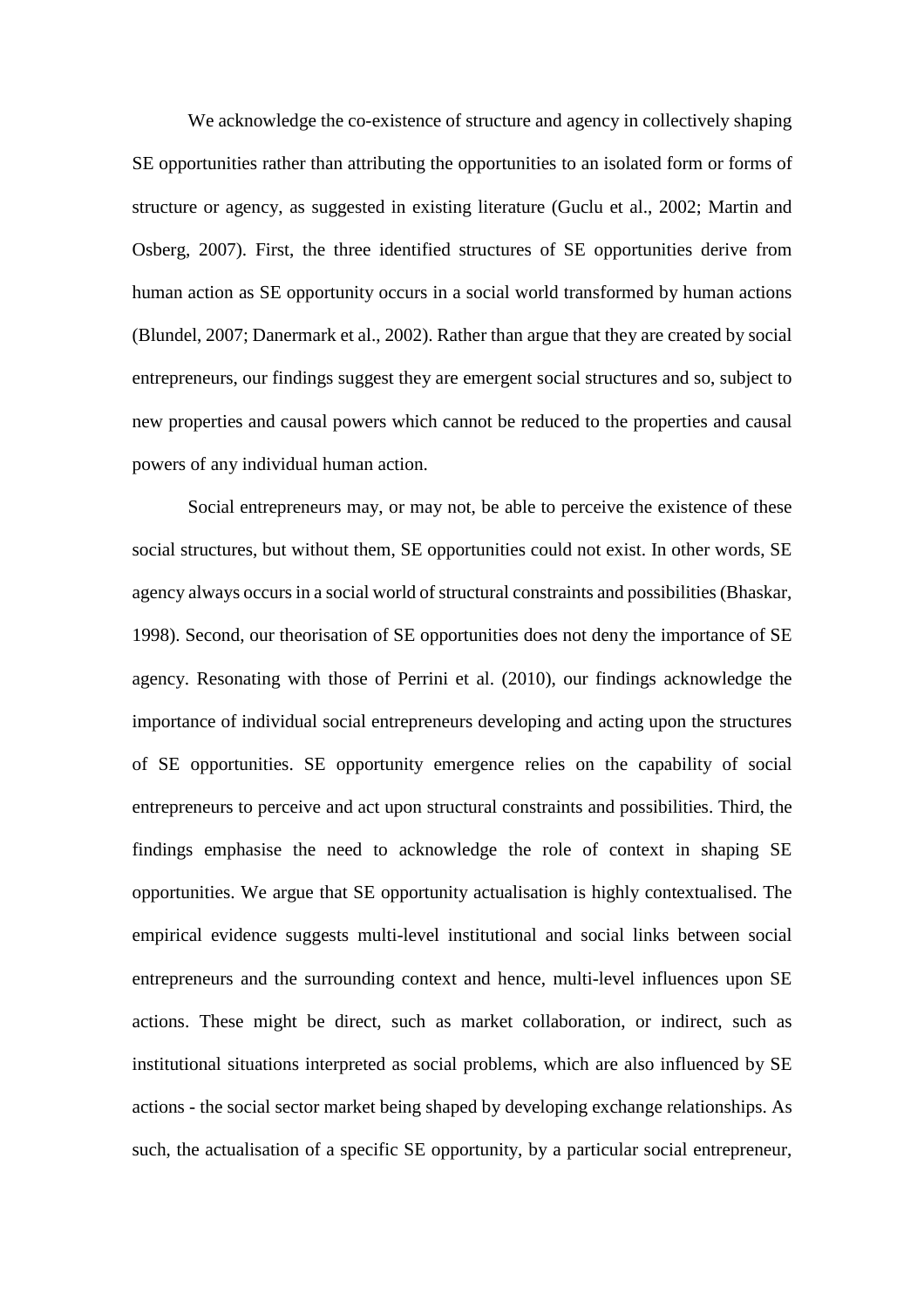We acknowledge the co-existence of structure and agency in collectively shaping SE opportunities rather than attributing the opportunities to an isolated form or forms of structure or agency, as suggested in existing literature (Guclu et al., 2002; Martin and Osberg, 2007). First, the three identified structures of SE opportunities derive from human action as SE opportunity occurs in a social world transformed by human actions (Blundel, 2007; Danermark et al., 2002). Rather than argue that they are created by social entrepreneurs, our findings suggest they are emergent social structures and so, subject to new properties and causal powers which cannot be reduced to the properties and causal powers of any individual human action.

Social entrepreneurs may, or may not, be able to perceive the existence of these social structures, but without them, SE opportunities could not exist. In other words, SE agency always occurs in a social world of structural constraints and possibilities (Bhaskar, 1998). Second, our theorisation of SE opportunities does not deny the importance of SE agency. Resonating with those of Perrini et al. (2010), our findings acknowledge the importance of individual social entrepreneurs developing and acting upon the structures of SE opportunities. SE opportunity emergence relies on the capability of social entrepreneurs to perceive and act upon structural constraints and possibilities. Third, the findings emphasise the need to acknowledge the role of context in shaping SE opportunities. We argue that SE opportunity actualisation is highly contextualised. The empirical evidence suggests multi-level institutional and social links between social entrepreneurs and the surrounding context and hence, multi-level influences upon SE actions. These might be direct, such as market collaboration, or indirect, such as institutional situations interpreted as social problems, which are also influenced by SE actions - the social sector market being shaped by developing exchange relationships. As such, the actualisation of a specific SE opportunity, by a particular social entrepreneur,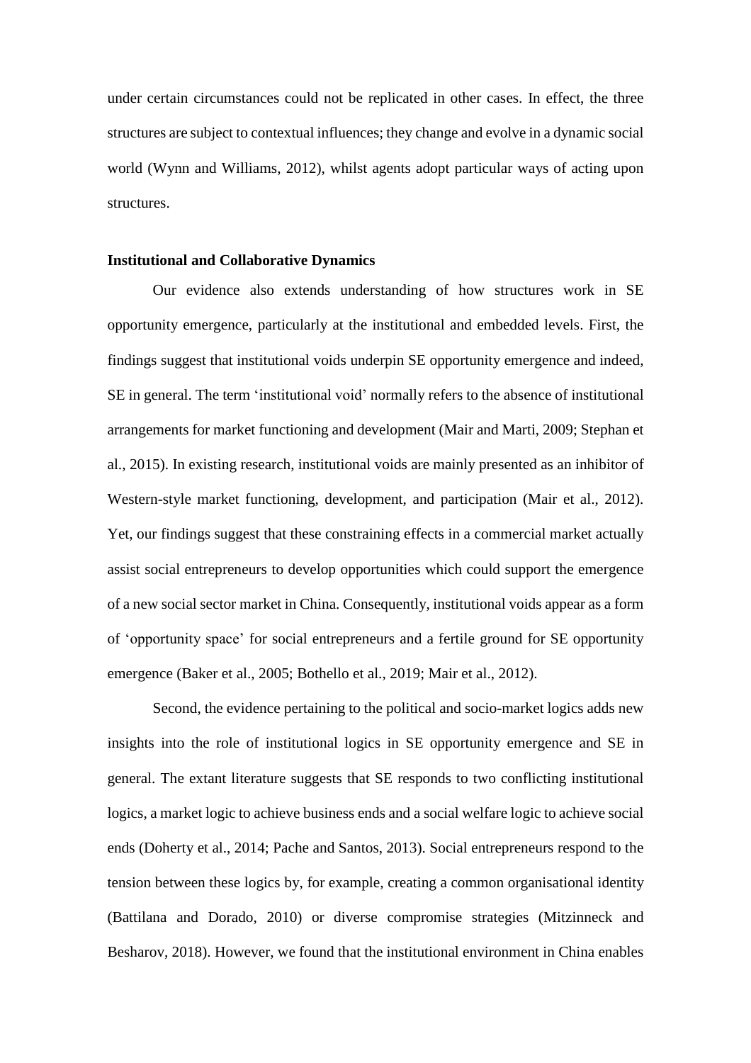under certain circumstances could not be replicated in other cases. In effect, the three structures are subject to contextual influences; they change and evolve in a dynamic social world (Wynn and Williams, 2012), whilst agents adopt particular ways of acting upon structures.

**Institutional and Collaborative Dynamics**

Our evidence also extends understanding of how structures work in SE opportunity emergence, particularly at the institutional and embedded levels. First, the findings suggest that institutional voids underpin SE opportunity emergence and indeed, SE in general. The term 'institutional void' normally refers to the absence of institutional arrangements for market functioning and development (Mair and Marti, 2009; Stephan et al., 2015). In existing research, institutional voids are mainly presented as an inhibitor of Western-style market functioning, development, and participation (Mair et al., 2012). Yet, our findings suggest that these constraining effects in a commercial market actually assist social entrepreneurs to develop opportunities which could support the emergence of a new social sector market in China. Consequently, institutional voids appear as a form of 'opportunity space' for social entrepreneurs and a fertile ground for SE opportunity emergence (Baker et al., 2005; Bothello et al., 2019; Mair et al., 2012).

Second, the evidence pertaining to the political and socio-market logics adds new insights into the role of institutional logics in SE opportunity emergence and SE in general. The extant literature suggests that SE responds to two conflicting institutional logics, a market logic to achieve business ends and a social welfare logic to achieve social ends (Doherty et al., 2014; Pache and Santos, 2013). Social entrepreneurs respond to the tension between these logics by, for example, creating a common organisational identity (Battilana and Dorado, 2010) or diverse compromise strategies (Mitzinneck and Besharov, 2018). However, we found that the institutional environment in China enables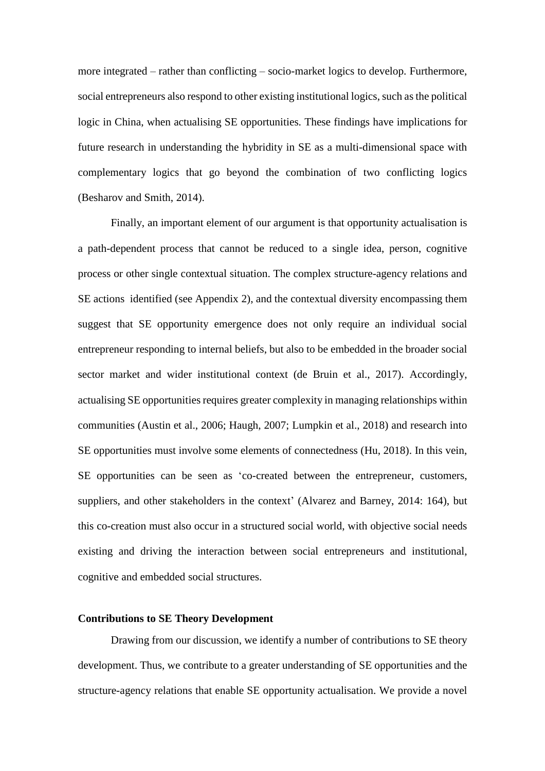more integrated – rather than conflicting – socio-market logics to develop. Furthermore, social entrepreneurs also respond to other existing institutional logics, such as the political logic in China, when actualising SE opportunities. These findings have implications for future research in understanding the hybridity in SE as a multi-dimensional space with complementary logics that go beyond the combination of two conflicting logics (Besharov and Smith, 2014).

Finally, an important element of our argument is that opportunity actualisation is a path-dependent process that cannot be reduced to a single idea, person, cognitive process or other single contextual situation. The complex structure-agency relations and SE actions identified (see Appendix 2), and the contextual diversity encompassing them suggest that SE opportunity emergence does not only require an individual social entrepreneur responding to internal beliefs, but also to be embedded in the broader social sector market and wider institutional context (de Bruin et al., 2017). Accordingly, actualising SE opportunities requires greater complexity in managing relationships within communities (Austin et al., 2006; Haugh, 2007; Lumpkin et al., 2018) and research into SE opportunities must involve some elements of connectedness (Hu, 2018). In this vein, SE opportunities can be seen as 'co-created between the entrepreneur, customers, suppliers, and other stakeholders in the context' (Alvarez and Barney, 2014: 164), but this co-creation must also occur in a structured social world, with objective social needs existing and driving the interaction between social entrepreneurs and institutional, cognitive and embedded social structures.

**Contributions to SE Theory Development**

Drawing from our discussion, we identify a number of contributions to SE theory development. Thus, we contribute to a greater understanding of SE opportunities and the structure-agency relations that enable SE opportunity actualisation. We provide a novel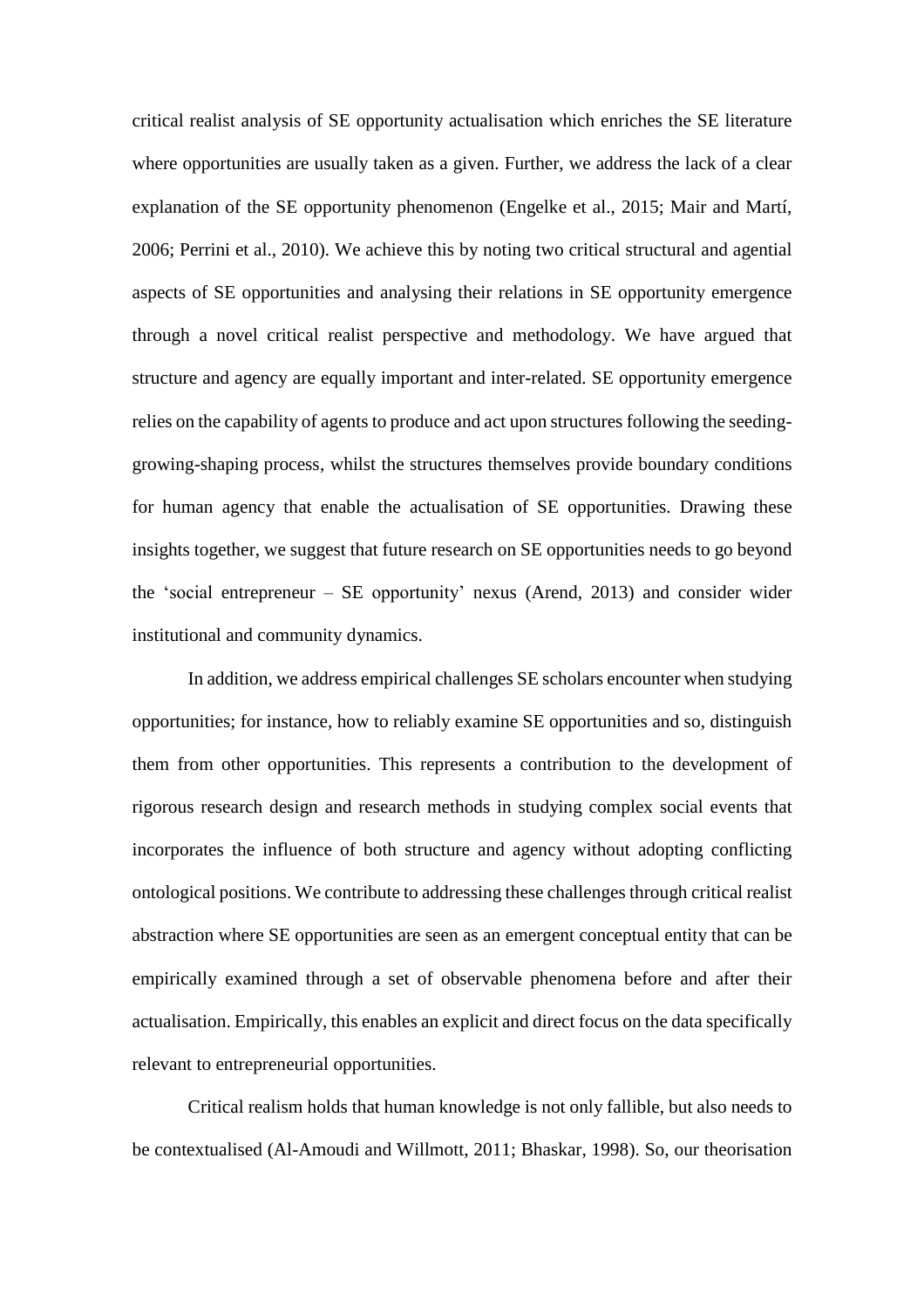critical realist analysis of SE opportunity actualisation which enriches the SE literature where opportunities are usually taken as a given. Further, we address the lack of a clear explanation of the SE opportunity phenomenon (Engelke et al., 2015; Mair and Martí, 2006; Perrini et al., 2010). We achieve this by noting two critical structural and agential aspects of SE opportunities and analysing their relations in SE opportunity emergence through a novel critical realist perspective and methodology. We have argued that structure and agency are equally important and inter-related. SE opportunity emergence relies on the capability of agents to produce and act upon structures following the seeding-growing-shaping process, whilst the structures themselves provide boundary conditions for human agency that enable the actualisation of SE opportunities. Drawing these insights together, we suggest that future research on SE opportunities needs to go beyond the 'social entrepreneur – SE opportunity' nexus (Arend, 2013) and consider wider institutional and community dynamics.

In addition, we address empirical challenges SE scholars encounter when studying opportunities; for instance, how to reliably examine SE opportunities and so, distinguish them from other opportunities. This represents a contribution to the development of rigorous research design and research methods in studying complex social events that incorporates the influence of both structure and agency without adopting conflicting ontological positions. We contribute to addressing these challenges through critical realist abstraction where SE opportunities are seen as an emergent conceptual entity that can be empirically examined through a set of observable phenomena before and after their actualisation. Empirically, this enables an explicit and direct focus on the data specifically relevant to entrepreneurial opportunities.

Critical realism holds that human knowledge is not only fallible, but also needs to be contextualised (Al-Amoudi and Willmott, 2011; Bhaskar, 1998). So, our theorisation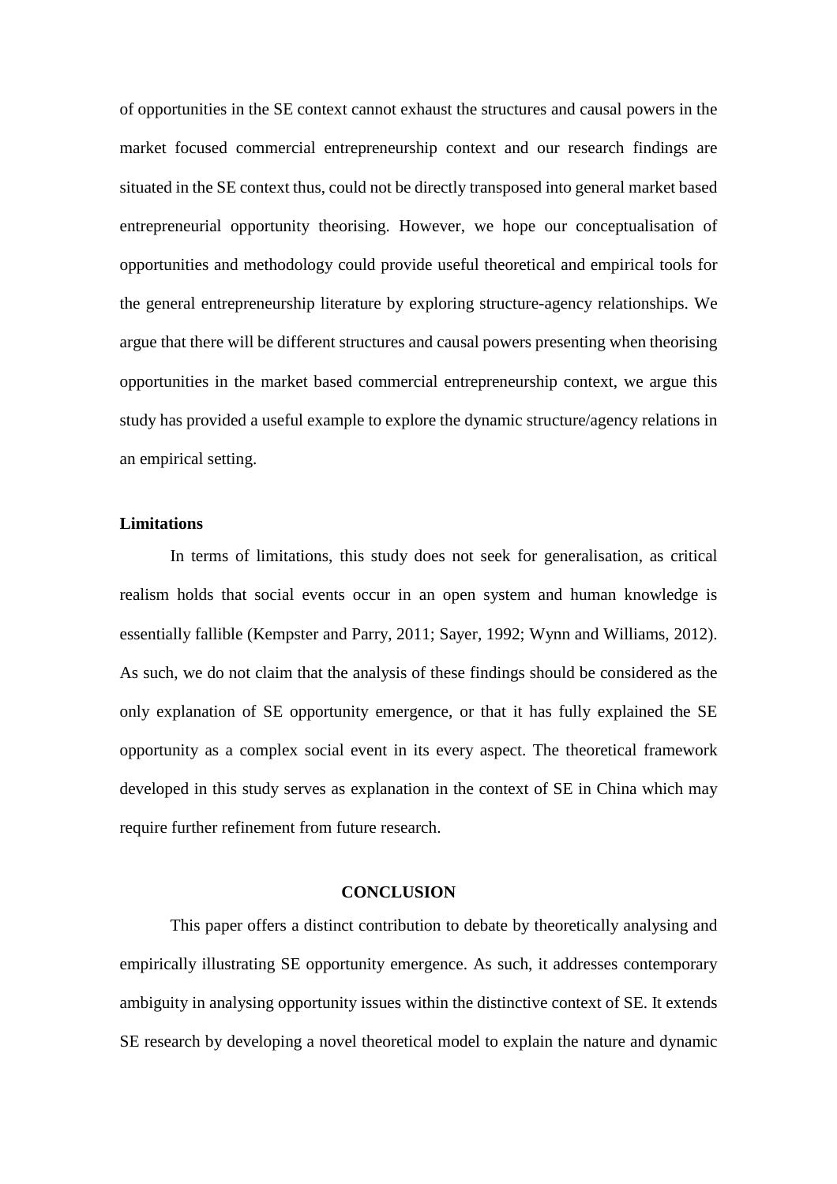of opportunities in the SE context cannot exhaust the structures and causal powers in the market focused commercial entrepreneurship context and our research findings are situated in the SE context thus, could not be directly transposed into general market based entrepreneurial opportunity theorising. However, we hope our conceptualisation of opportunities and methodology could provide useful theoretical and empirical tools for the general entrepreneurship literature by exploring structure-agency relationships. We argue that there will be different structures and causal powers presenting when theorising opportunities in the market based commercial entrepreneurship context, we argue this study has provided a useful example to explore the dynamic structure/agency relations in an empirical setting.

### Limitations

In terms of limitations, this study does not seek for generalisation, as critical realism holds that social events occur in an open system and human knowledge is essentially fallible (Kempster and Parry, 2011; Sayer, 1992; Wynn and Williams, 2012). As such, we do not claim that the analysis of these findings should be considered as the only explanation of SE opportunity emergence, or that it has fully explained the SE opportunity as a complex social event in its every aspect. The theoretical framework developed in this study serves as explanation in the context of SE in China which may require further refinement from future research.

## CONCLUSION

This paper offers a distinct contribution to debate by theoretically analysing and empirically illustrating SE opportunity emergence. As such, it addresses contemporary ambiguity in analysing opportunity issues within the distinctive context of SE. It extends SE research by developing a novel theoretical model to explain the nature and dynamic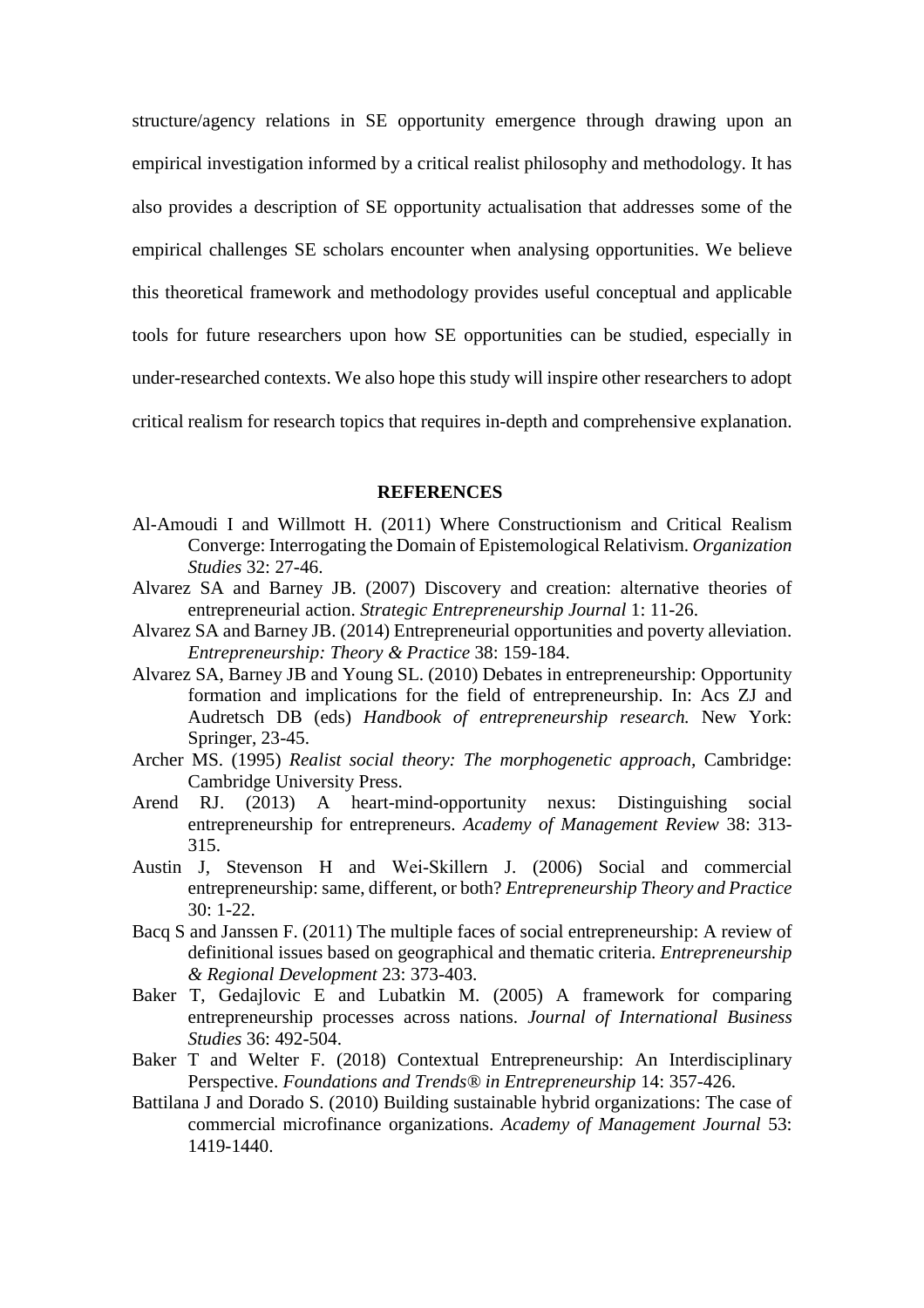structure/agency relations in SE opportunity emergence through drawing upon an empirical investigation informed by a critical realist philosophy and methodology. It has also provides a description of SE opportunity actualisation that addresses some of the empirical challenges SE scholars encounter when analysing opportunities. We believe this theoretical framework and methodology provides useful conceptual and applicable tools for future researchers upon how SE opportunities can be studied, especially in under-researched contexts. We also hope this study will inspire other researchers to adopt critical realism for research topics that requires in-depth and comprehensive explanation.

## REFERENCES

Al-Amoudi I and Willmott H. (2011) Where Constructionism and Critical Realism Converge: Interrogating the Domain of Epistemological Relativism. *Organization Studies* 32: 27-46.

Alvarez SA and Barney JB. (2007) Discovery and creation: alternative theories of entrepreneurial action. *Strategic Entrepreneurship Journal* 1: 11-26.

Alvarez SA and Barney JB. (2014) Entrepreneurial opportunities and poverty alleviation. *Entrepreneurship: Theory & Practice* 38: 159-184.

Alvarez SA, Barney JB and Young SL. (2010) Debates in entrepreneurship: Opportunity formation and implications for the field of entrepreneurship. In: Acs ZJ and Audretsch DB (eds) *Handbook of entrepreneurship research.* New York: Springer, 23-45.

Archer MS. (1995) *Realist social theory: The morphogenetic approach,* Cambridge: Cambridge University Press.

Arend RJ. (2013) A heart-mind-opportunity nexus: Distinguishing social entrepreneurship for entrepreneurs. *Academy of Management Review* 38: 313-315.

Austin J, Stevenson H and Wei-Skillern J. (2006) Social and commercial entrepreneurship: same, different, or both? *Entrepreneurship Theory and Practice* 30: 1-22.

Bacq S and Janssen F. (2011) The multiple faces of social entrepreneurship: A review of definitional issues based on geographical and thematic criteria. *Entrepreneurship & Regional Development* 23: 373-403.

Baker T, Gedajlovic E and Lubatkin M. (2005) A framework for comparing entrepreneurship processes across nations. *Journal of International Business Studies* 36: 492-504.

Baker T and Welter F. (2018) Contextual Entrepreneurship: An Interdisciplinary Perspective. *Foundations and Trends® in Entrepreneurship* 14: 357-426.

Battilana J and Dorado S. (2010) Building sustainable hybrid organizations: The case of commercial microfinance organizations. *Academy of Management Journal* 53: 1419-1440.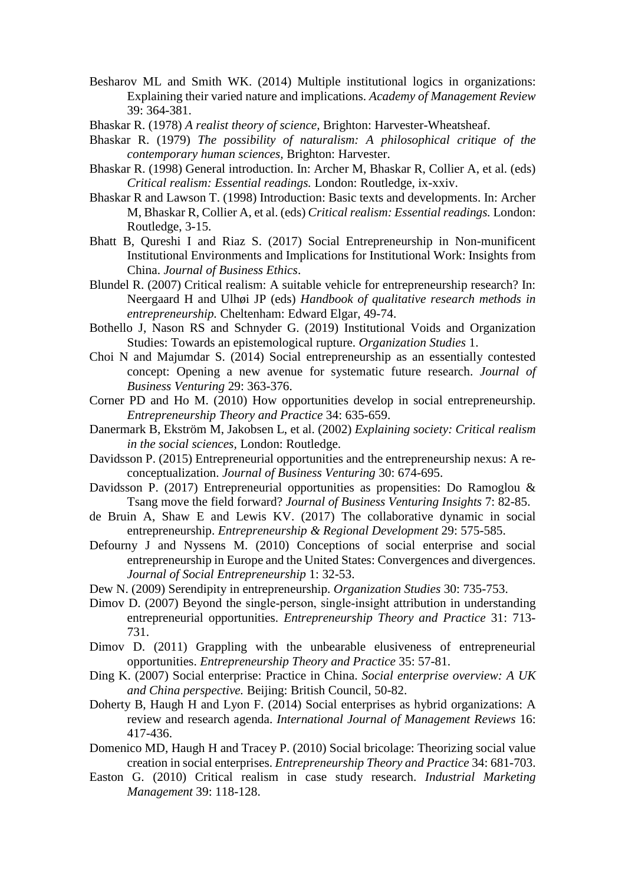Besharov ML and Smith WK. (2014) Multiple institutional logics in organizations: Explaining their varied nature and implications. *Academy of Management Review* 39: 364-381.

Bhaskar R. (1978) *A realist theory of science,* Brighton: Harvester-Wheatsheaf.

Bhaskar R. (1979) *The possibility of naturalism: A philosophical critique of the contemporary human sciences,* Brighton: Harvester.

Bhaskar R. (1998) General introduction. In: Archer M, Bhaskar R, Collier A, et al. (eds) *Critical realism: Essential readings.* London: Routledge, ix-xxiv.

Bhaskar R and Lawson T. (1998) Introduction: Basic texts and developments. In: Archer M, Bhaskar R, Collier A, et al. (eds) *Critical realism: Essential readings.* London: Routledge, 3-15.

Bhatt B, Qureshi I and Riaz S. (2017) Social Entrepreneurship in Non-munificent Institutional Environments and Implications for Institutional Work: Insights from China. *Journal of Business Ethics*.

Blundel R. (2007) Critical realism: A suitable vehicle for entrepreneurship research? In: Neergaard H and Ulhøi JP (eds) *Handbook of qualitative research methods in entrepreneurship.* Cheltenham: Edward Elgar, 49-74.

Bothello J, Nason RS and Schnyder G. (2019) Institutional Voids and Organization Studies: Towards an epistemological rupture. *Organization Studies* 1.

Choi N and Majumdar S. (2014) Social entrepreneurship as an essentially contested concept: Opening a new avenue for systematic future research. *Journal of Business Venturing* 29: 363-376.

Corner PD and Ho M. (2010) How opportunities develop in social entrepreneurship. *Entrepreneurship Theory and Practice* 34: 635-659.

Danermark B, Ekström M, Jakobsen L, et al. (2002) *Explaining society: Critical realism in the social sciences,* London: Routledge.

Davidsson P. (2015) Entrepreneurial opportunities and the entrepreneurship nexus: A re-conceptualization. *Journal of Business Venturing* 30: 674-695.

Davidsson P. (2017) Entrepreneurial opportunities as propensities: Do Ramoglou & Tsang move the field forward? *Journal of Business Venturing Insights* 7: 82-85.

de Bruin A, Shaw E and Lewis KV. (2017) The collaborative dynamic in social entrepreneurship. *Entrepreneurship & Regional Development* 29: 575-585.

Defourny J and Nyssens M. (2010) Conceptions of social enterprise and social entrepreneurship in Europe and the United States: Convergences and divergences. *Journal of Social Entrepreneurship* 1: 32-53.

Dew N. (2009) Serendipity in entrepreneurship. *Organization Studies* 30: 735-753.

Dimov D. (2007) Beyond the single-person, single-insight attribution in understanding entrepreneurial opportunities. *Entrepreneurship Theory and Practice* 31: 713-731.

Dimov D. (2011) Grappling with the unbearable elusiveness of entrepreneurial opportunities. *Entrepreneurship Theory and Practice* 35: 57-81.

Ding K. (2007) Social enterprise: Practice in China. *Social enterprise overview: A UK and China perspective.* Beijing: British Council, 50-82.

Doherty B, Haugh H and Lyon F. (2014) Social enterprises as hybrid organizations: A review and research agenda. *International Journal of Management Reviews* 16: 417-436.

Domenico MD, Haugh H and Tracey P. (2010) Social bricolage: Theorizing social value creation in social enterprises. *Entrepreneurship Theory and Practice* 34: 681-703.

Easton G. (2010) Critical realism in case study research. *Industrial Marketing Management* 39: 118-128.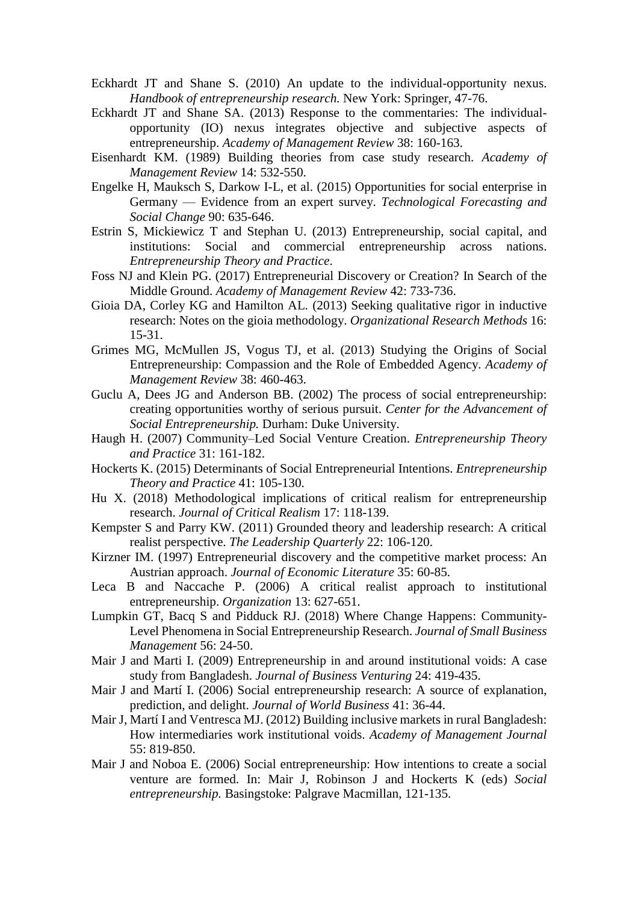Eckhardt JT and Shane S. (2010) An update to the individual-opportunity nexus. *Handbook of entrepreneurship research.* New York: Springer, 47-76.

Eckhardt JT and Shane SA. (2013) Response to the commentaries: The individual-opportunity (IO) nexus integrates objective and subjective aspects of entrepreneurship. *Academy of Management Review* 38: 160-163.

Eisenhardt KM. (1989) Building theories from case study research. *Academy of Management Review* 14: 532-550.

Engelke H, Mauksch S, Darkow I-L, et al. (2015) Opportunities for social enterprise in Germany — Evidence from an expert survey. *Technological Forecasting and Social Change* 90: 635-646.

Estrin S, Mickiewicz T and Stephan U. (2013) Entrepreneurship, social capital, and institutions: Social and commercial entrepreneurship across nations. *Entrepreneurship Theory and Practice*.

Foss NJ and Klein PG. (2017) Entrepreneurial Discovery or Creation? In Search of the Middle Ground. *Academy of Management Review* 42: 733-736.

Gioia DA, Corley KG and Hamilton AL. (2013) Seeking qualitative rigor in inductive research: Notes on the gioia methodology. *Organizational Research Methods* 16: 15-31.

Grimes MG, McMullen JS, Vogus TJ, et al. (2013) Studying the Origins of Social Entrepreneurship: Compassion and the Role of Embedded Agency. *Academy of Management Review* 38: 460-463.

Guclu A, Dees JG and Anderson BB. (2002) The process of social entrepreneurship: creating opportunities worthy of serious pursuit. *Center for the Advancement of Social Entrepreneurship.* Durham: Duke University.

Haugh H. (2007) Community–Led Social Venture Creation. *Entrepreneurship Theory and Practice* 31: 161-182.

Hockerts K. (2015) Determinants of Social Entrepreneurial Intentions. *Entrepreneurship Theory and Practice* 41: 105-130.

Hu X. (2018) Methodological implications of critical realism for entrepreneurship research. *Journal of Critical Realism* 17: 118-139.

Kempster S and Parry KW. (2011) Grounded theory and leadership research: A critical realist perspective. *The Leadership Quarterly* 22: 106-120.

Kirzner IM. (1997) Entrepreneurial discovery and the competitive market process: An Austrian approach. *Journal of Economic Literature* 35: 60-85.

Leca B and Naccache P. (2006) A critical realist approach to institutional entrepreneurship. *Organization* 13: 627-651.

Lumpkin GT, Bacq S and Pidduck RJ. (2018) Where Change Happens: Community-Level Phenomena in Social Entrepreneurship Research. *Journal of Small Business Management* 56: 24-50.

Mair J and Marti I. (2009) Entrepreneurship in and around institutional voids: A case study from Bangladesh. *Journal of Business Venturing* 24: 419-435.

Mair J and Martí I. (2006) Social entrepreneurship research: A source of explanation, prediction, and delight. *Journal of World Business* 41: 36-44.

Mair J, Martí I and Ventresca MJ. (2012) Building inclusive markets in rural Bangladesh: How intermediaries work institutional voids. *Academy of Management Journal* 55: 819-850.

Mair J and Noboa E. (2006) Social entrepreneurship: How intentions to create a social venture are formed. In: Mair J, Robinson J and Hockerts K (eds) *Social entrepreneurship.* Basingstoke: Palgrave Macmillan, 121-135.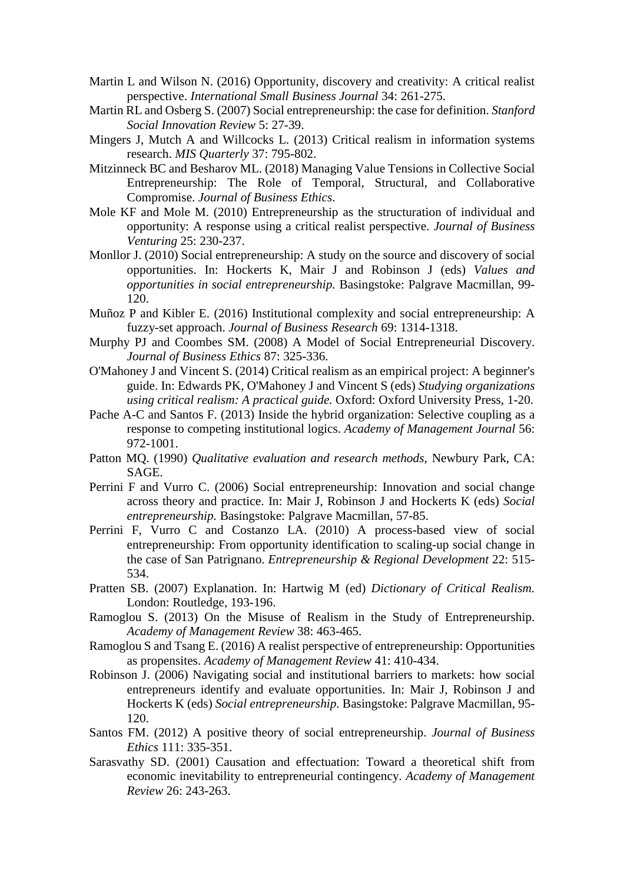Martin L and Wilson N. (2016) Opportunity, discovery and creativity: A critical realist perspective. *International Small Business Journal* 34: 261-275.

Martin RL and Osberg S. (2007) Social entrepreneurship: the case for definition. *Stanford Social Innovation Review* 5: 27-39.

Mingers J, Mutch A and Willcocks L. (2013) Critical realism in information systems research. *MIS Quarterly* 37: 795-802.

Mitzinneck BC and Besharov ML. (2018) Managing Value Tensions in Collective Social Entrepreneurship: The Role of Temporal, Structural, and Collaborative Compromise. *Journal of Business Ethics*.

Mole KF and Mole M. (2010) Entrepreneurship as the structuration of individual and opportunity: A response using a critical realist perspective. *Journal of Business Venturing* 25: 230-237.

Monllor J. (2010) Social entrepreneurship: A study on the source and discovery of social opportunities. In: Hockerts K, Mair J and Robinson J (eds) *Values and opportunities in social entrepreneurship.* Basingstoke: Palgrave Macmillan, 99-120.

Muñoz P and Kibler E. (2016) Institutional complexity and social entrepreneurship: A fuzzy-set approach. *Journal of Business Research* 69: 1314-1318.

Murphy PJ and Coombes SM. (2008) A Model of Social Entrepreneurial Discovery. *Journal of Business Ethics* 87: 325-336.

O'Mahoney J and Vincent S. (2014) Critical realism as an empirical project: A beginner's guide. In: Edwards PK, O'Mahoney J and Vincent S (eds) *Studying organizations using critical realism: A practical guide.* Oxford: Oxford University Press, 1-20.

Pache A-C and Santos F. (2013) Inside the hybrid organization: Selective coupling as a response to competing institutional logics. *Academy of Management Journal* 56: 972-1001.

Patton MQ. (1990) *Qualitative evaluation and research methods,* Newbury Park, CA: SAGE.

Perrini F and Vurro C. (2006) Social entrepreneurship: Innovation and social change across theory and practice. In: Mair J, Robinson J and Hockerts K (eds) *Social entrepreneurship.* Basingstoke: Palgrave Macmillan, 57-85.

Perrini F, Vurro C and Costanzo LA. (2010) A process-based view of social entrepreneurship: From opportunity identification to scaling-up social change in the case of San Patrignano. *Entrepreneurship & Regional Development* 22: 515-534.

Pratten SB. (2007) Explanation. In: Hartwig M (ed) *Dictionary of Critical Realism.* London: Routledge, 193-196.

Ramoglou S. (2013) On the Misuse of Realism in the Study of Entrepreneurship. *Academy of Management Review* 38: 463-465.

Ramoglou S and Tsang E. (2016) A realist perspective of entrepreneurship: Opportunities as propensites. *Academy of Management Review* 41: 410-434.

Robinson J. (2006) Navigating social and institutional barriers to markets: how social entrepreneurs identify and evaluate opportunities. In: Mair J, Robinson J and Hockerts K (eds) *Social entrepreneurship.* Basingstoke: Palgrave Macmillan, 95-120.

Santos FM. (2012) A positive theory of social entrepreneurship. *Journal of Business Ethics* 111: 335-351.

Sarasvathy SD. (2001) Causation and effectuation: Toward a theoretical shift from economic inevitability to entrepreneurial contingency. *Academy of Management Review* 26: 243-263.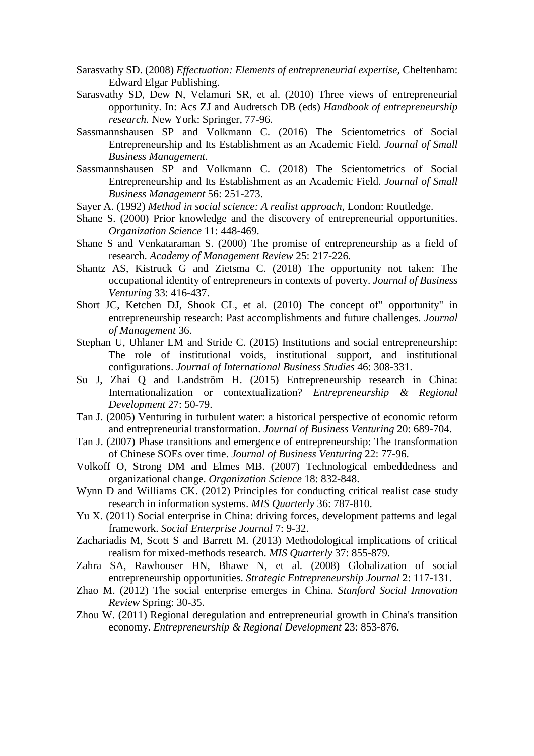Sarasvathy SD. (2008) *Effectuation: Elements of entrepreneurial expertise,* Cheltenham: Edward Elgar Publishing.

Sarasvathy SD, Dew N, Velamuri SR, et al. (2010) Three views of entrepreneurial opportunity. In: Acs ZJ and Audretsch DB (eds) *Handbook of entrepreneurship research.* New York: Springer, 77-96.

Sassmannshausen SP and Volkmann C. (2016) The Scientometrics of Social Entrepreneurship and Its Establishment as an Academic Field. *Journal of Small Business Management*.

Sassmannshausen SP and Volkmann C. (2018) The Scientometrics of Social Entrepreneurship and Its Establishment as an Academic Field. *Journal of Small Business Management* 56: 251-273.

Sayer A. (1992) *Method in social science: A realist approach,* London: Routledge.

Shane S. (2000) Prior knowledge and the discovery of entrepreneurial opportunities. *Organization Science* 11: 448-469.

Shane S and Venkataraman S. (2000) The promise of entrepreneurship as a field of research. *Academy of Management Review* 25: 217-226.

Shantz AS, Kistruck G and Zietsma C. (2018) The opportunity not taken: The occupational identity of entrepreneurs in contexts of poverty. *Journal of Business Venturing* 33: 416-437.

Short JC, Ketchen DJ, Shook CL, et al. (2010) The concept of" opportunity" in entrepreneurship research: Past accomplishments and future challenges. *Journal of Management* 36.

Stephan U, Uhlaner LM and Stride C. (2015) Institutions and social entrepreneurship: The role of institutional voids, institutional support, and institutional configurations. *Journal of International Business Studies* 46: 308-331.

Su J, Zhai Q and Landström H. (2015) Entrepreneurship research in China: Internationalization or contextualization? *Entrepreneurship & Regional Development* 27: 50-79.

Tan J. (2005) Venturing in turbulent water: a historical perspective of economic reform and entrepreneurial transformation. *Journal of Business Venturing* 20: 689-704.

Tan J. (2007) Phase transitions and emergence of entrepreneurship: The transformation of Chinese SOEs over time. *Journal of Business Venturing* 22: 77-96.

Volkoff O, Strong DM and Elmes MB. (2007) Technological embeddedness and organizational change. *Organization Science* 18: 832-848.

Wynn D and Williams CK. (2012) Principles for conducting critical realist case study research in information systems. *MIS Quarterly* 36: 787-810.

Yu X. (2011) Social enterprise in China: driving forces, development patterns and legal framework. *Social Enterprise Journal* 7: 9-32.

Zachariadis M, Scott S and Barrett M. (2013) Methodological implications of critical realism for mixed-methods research. *MIS Quarterly* 37: 855-879.

Zahra SA, Rawhouser HN, Bhawe N, et al. (2008) Globalization of social entrepreneurship opportunities. *Strategic Entrepreneurship Journal* 2: 117-131.

Zhao M. (2012) The social enterprise emerges in China. *Stanford Social Innovation Review* Spring: 30-35.

Zhou W. (2011) Regional deregulation and entrepreneurial growth in China's transition economy. *Entrepreneurship & Regional Development* 23: 853-876.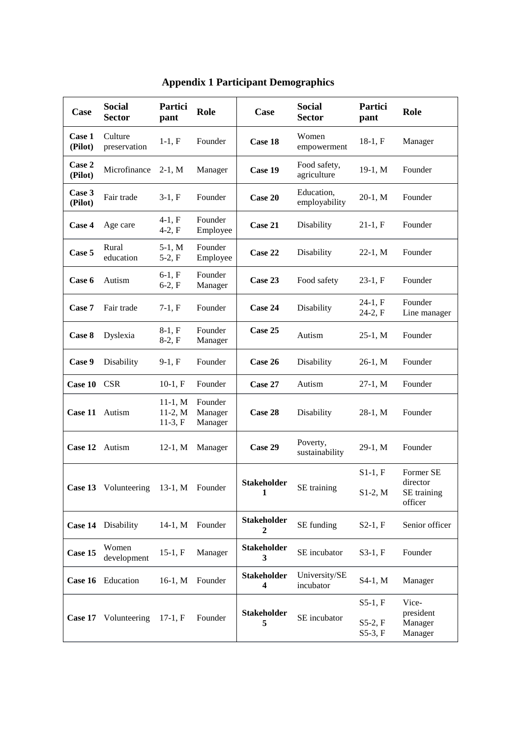# Appendix 1 Participant Demographics

| Case | Social Sector | Participant | Role | Case | Social Sector | Participant | Role |
|---|---|---|---|---|---|---|---|
| **Case 1 (Pilot)** | Culture preservation | 1-1, F | Founder | **Case 18** | Women empowerment | 18-1, F | Manager |
| **Case 2 (Pilot)** | Microfinance | 2-1, M | Manager | **Case 19** | Food safety, agriculture | 19-1, M | Founder |
| **Case 3 (Pilot)** | Fair trade | 3-1, F | Founder | **Case 20** | Education, employability | 20-1, M | Founder |
| **Case 4** | Age care | 4-1, F<br>4-2, F | Founder<br>Employee | **Case 21** | Disability | 21-1, F | Founder |
| **Case 5** | Rural education | 5-1, M<br>5-2, F | Founder<br>Employee | **Case 22** | Disability | 22-1, M | Founder |
| **Case 6** | Autism | 6-1, F<br>6-2, F | Founder<br>Manager | **Case 23** | Food safety | 23-1, F | Founder |
| **Case 7** | Fair trade | 7-1, F | Founder | **Case 24** | Disability | 24-1, F<br>24-2, F | Founder<br>Line manager |
| **Case 8** | Dyslexia | 8-1, F<br>8-2, F | Founder<br>Manager | **Case 25** | Autism | 25-1, M | Founder |
| **Case 9** | Disability | 9-1, F | Founder | **Case 26** | Disability | 26-1, M | Founder |
| **Case 10** | CSR | 10-1, F | Founder | **Case 27** | Autism | 27-1, M | Founder |
| **Case 11** | Autism | 11-1, M<br>11-2, M<br>11-3, F | Founder<br>Manager<br>Manager | **Case 28** | Disability | 28-1, M | Founder |
| **Case 12** | Autism | 12-1, M | Manager | **Case 29** | Poverty, sustainability | 29-1, M | Founder |
| **Case 13** | Volunteering | 13-1, M | Founder | **Stakeholder 1** | SE training | S1-1, F<br>S1-2, M | Former SE director<br>SE training officer |
| **Case 14** | Disability | 14-1, M | Founder | **Stakeholder 2** | SE funding | S2-1, F | Senior officer |
| **Case 15** | Women development | 15-1, F | Manager | **Stakeholder 3** | SE incubator | S3-1, F | Founder |
| **Case 16** | Education | 16-1, M | Founder | **Stakeholder 4** | University/SE incubator | S4-1, M | Manager |
| **Case 17** | Volunteering | 17-1, F | Founder | **Stakeholder 5** | SE incubator | S5-1, F<br>S5-2, F<br>S5-3, F | Vice-president<br>Manager<br>Manager |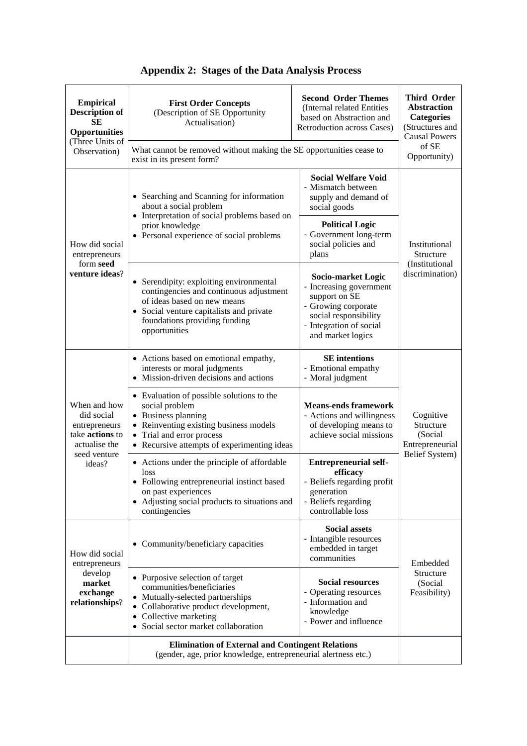## Appendix 2: Stages of the Data Analysis Process

| **Empirical Description of SE Opportunities** (Three Units of Observation) | **First Order Concepts** (Description of SE Opportunity Actualisation) | **Second Order Themes** (Internal related Entities based on Abstraction and Retroduction across Cases) | **Third Order Abstraction Categories** (Structures and Causal Powers of SE Opportunity) |
|---|---|---|---|
| | What cannot be removed without making the SE opportunities cease to exist in its present form? | | |
| How did social entrepreneurs form **seed venture ideas**? | • Searching and Scanning for information about a social problem<br>• Interpretation of social problems based on prior knowledge<br>• Personal experience of social problems | **Social Welfare Void**<br>- Mismatch between supply and demand of social goods<br>**Political Logic**<br>- Government long-term social policies and plans | Institutional Structure (Institutional discrimination) |
| | • Serendipity: exploiting environmental contingencies and continuous adjustment of ideas based on new means<br>• Social venture capitalists and private foundations providing funding opportunities | **Socio-market Logic**<br>- Increasing government support on SE<br>- Growing corporate social responsibility<br>- Integration of social and market logics | |
| When and how did social entrepreneurs take **actions** to actualise the seed venture ideas? | • Actions based on emotional empathy, interests or moral judgments<br>• Mission-driven decisions and actions | **SE intentions**<br>- Emotional empathy<br>- Moral judgment | Cognitive Structure (Social Entrepreneurial Belief System) |
| | • Evaluation of possible solutions to the social problem<br>• Business planning<br>• Reinventing existing business models<br>• Trial and error process<br>• Recursive attempts of experimenting ideas | **Means-ends framework**<br>- Actions and willingness of developing means to achieve social missions | |
| | • Actions under the principle of affordable loss<br>• Following entrepreneurial instinct based on past experiences<br>• Adjusting social products to situations and contingencies | **Entrepreneurial self-efficacy**<br>- Beliefs regarding profit generation<br>- Beliefs regarding controllable loss | |
| How did social entrepreneurs develop **market exchange relationships**? | • Community/beneficiary capacities | **Social assets**<br>- Intangible resources embedded in target communities | Embedded Structure (Social Feasibility) |
| | • Purposive selection of target communities/beneficiaries<br>• Mutually-selected partnerships<br>• Collaborative product development,<br>• Collective marketing<br>• Social sector market collaboration | **Social resources**<br>- Operating resources<br>- Information and knowledge<br>- Power and influence | |
| | **Elimination of External and Contingent Relations** (gender, age, prior knowledge, entrepreneurial alertness etc.) | | |